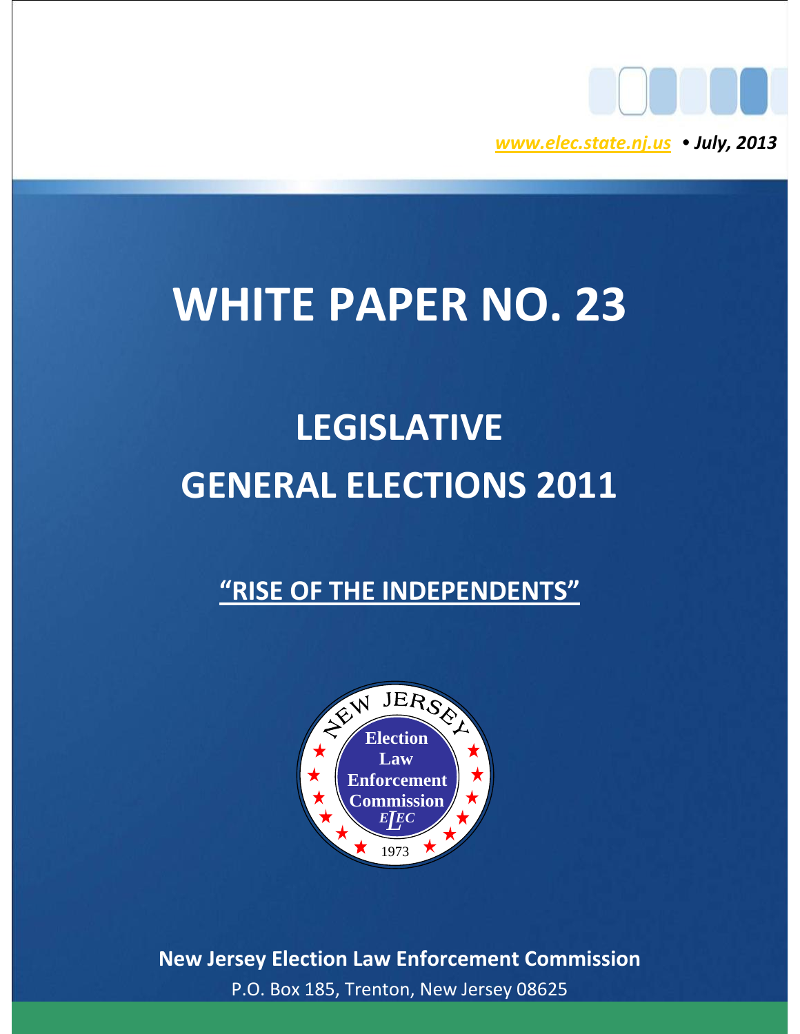www.elec.state.nj.us • *July, 2013*

# WHITE PAPER NO. 23

# LEGISLATIVE GENERAL ELECTIONS 2011

## "RISE OF THE INDEPENDENTS"

NEW JERSEY
Election Law Enforcement Commission
ELEC
1973

**New Jersey Election Law Enforcement Commission**

P.O. Box 185, Trenton, New Jersey 08625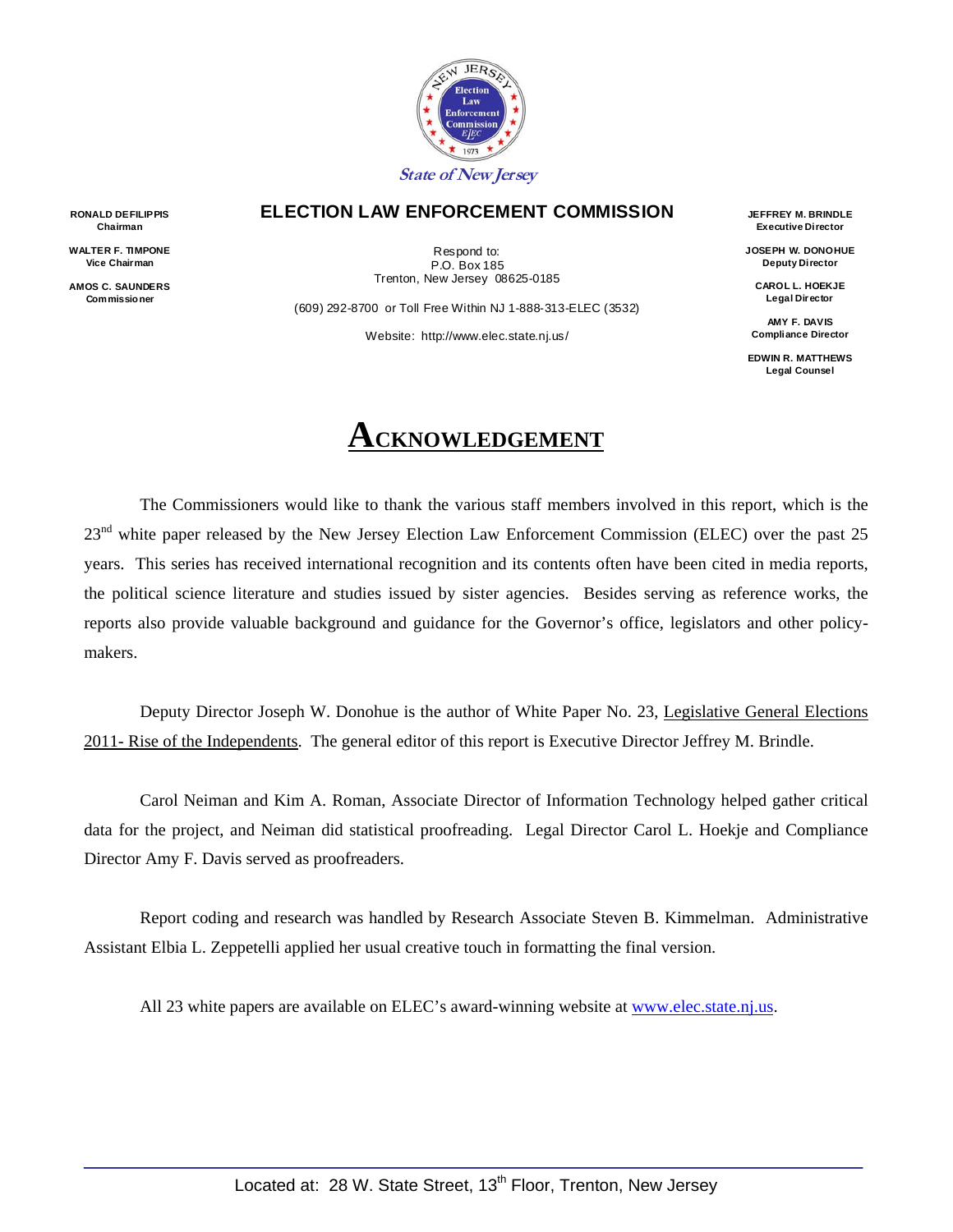State of New Jersey

RONALD DEFILIPPIS
Chairman

WALTER F. TIMPONE
Vice Chairman

AMOS C. SAUNDERS
Commissioner

**ELECTION LAW ENFORCEMENT COMMISSION**

Respond to:
P.O. Box 185
Trenton, New Jersey 08625-0185

(609) 292-8700 or Toll Free Within NJ 1-888-313-ELEC (3532)

Website: http://www.elec.state.nj.us/

JEFFREY M. BRINDLE
Executive Director

JOSEPH W. DONOHUE
Deputy Director

CAROL L. HOEKJE
Legal Director

AMY F. DAVIS
Compliance Director

EDWIN R. MATTHEWS
Legal Counsel

# ACKNOWLEDGEMENT

The Commissioners would like to thank the various staff members involved in this report, which is the 23rd white paper released by the New Jersey Election Law Enforcement Commission (ELEC) over the past 25 years. This series has received international recognition and its contents often have been cited in media reports, the political science literature and studies issued by sister agencies. Besides serving as reference works, the reports also provide valuable background and guidance for the Governor's office, legislators and other policy-makers.

Deputy Director Joseph W. Donohue is the author of White Paper No. 23, Legislative General Elections 2011- Rise of the Independents. The general editor of this report is Executive Director Jeffrey M. Brindle.

Carol Neiman and Kim A. Roman, Associate Director of Information Technology helped gather critical data for the project, and Neiman did statistical proofreading. Legal Director Carol L. Hoekje and Compliance Director Amy F. Davis served as proofreaders.

Report coding and research was handled by Research Associate Steven B. Kimmelman. Administrative Assistant Elbia L. Zeppetelli applied her usual creative touch in formatting the final version.

All 23 white papers are available on ELEC's award-winning website at www.elec.state.nj.us.

Located at: 28 W. State Street, 13th Floor, Trenton, New Jersey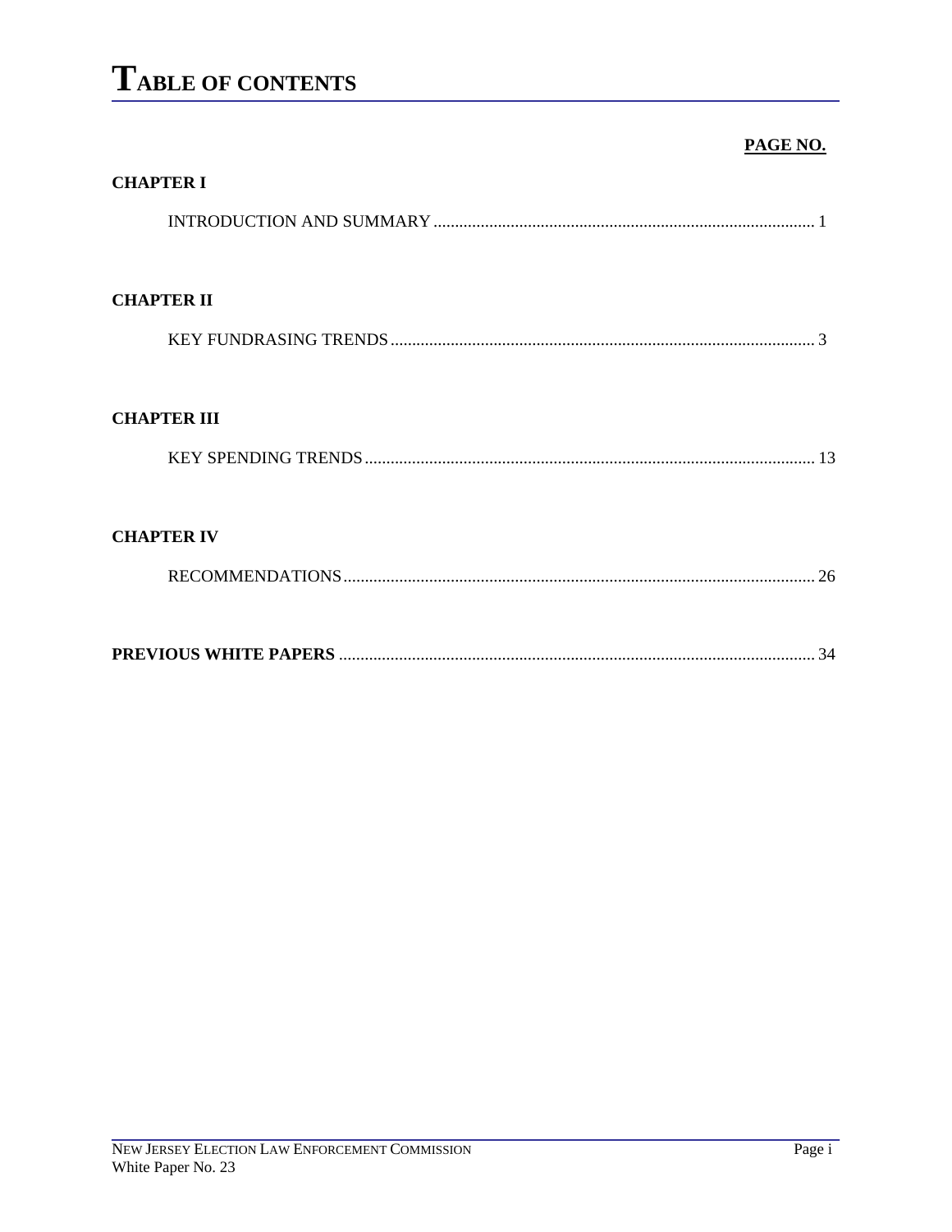# TABLE OF CONTENTS

**PAGE NO.**

**CHAPTER I**

INTRODUCTION AND SUMMARY ........................................................................................ 1

**CHAPTER II**

KEY FUNDRASING TRENDS .................................................................................................. 3

**CHAPTER III**

KEY SPENDING TRENDS ........................................................................................................ 13

**CHAPTER IV**

RECOMMENDATIONS ............................................................................................................. 26

**PREVIOUS WHITE PAPERS** .............................................................................................. 34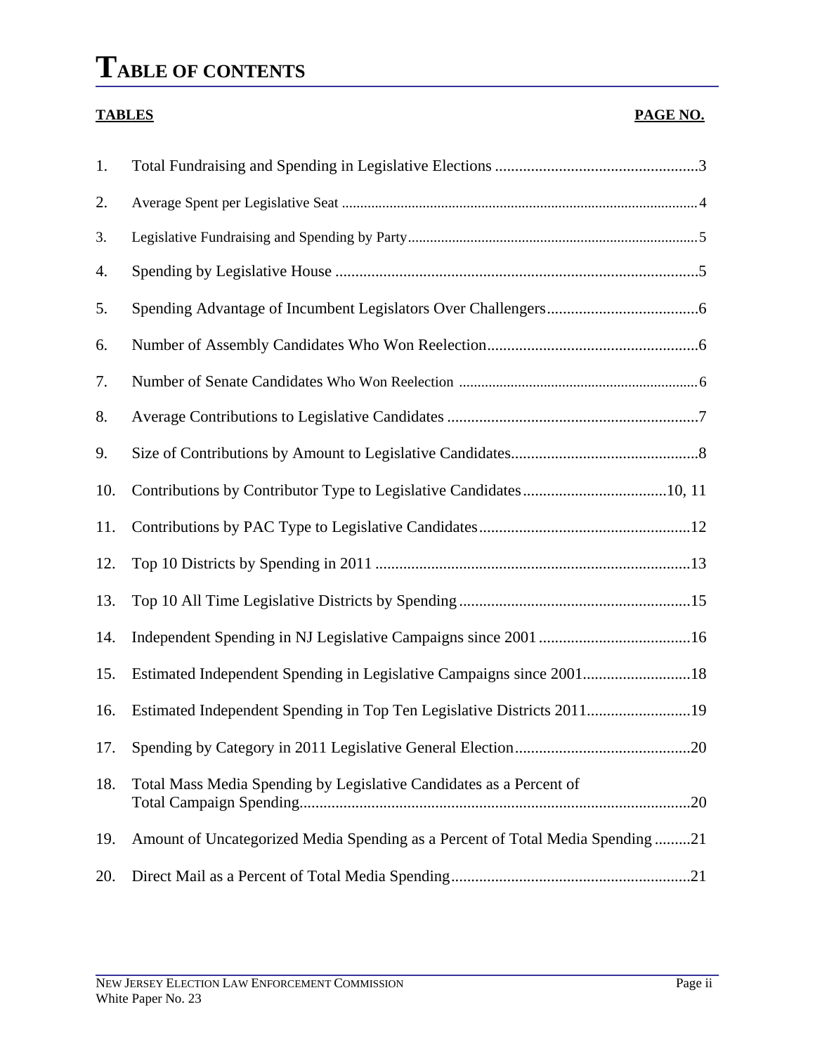# TABLE OF CONTENTS

| TABLES | | PAGE NO. |
|---|---|---|
| 1. | Total Fundraising and Spending in Legislative Elections | 3 |
| 2. | Average Spent per Legislative Seat | 4 |
| 3. | Legislative Fundraising and Spending by Party | 5 |
| 4. | Spending by Legislative House | 5 |
| 5. | Spending Advantage of Incumbent Legislators Over Challengers | 6 |
| 6. | Number of Assembly Candidates Who Won Reelection | 6 |
| 7. | Number of Senate Candidates Who Won Reelection | 6 |
| 8. | Average Contributions to Legislative Candidates | 7 |
| 9. | Size of Contributions by Amount to Legislative Candidates | 8 |
| 10. | Contributions by Contributor Type to Legislative Candidates | 10, 11 |
| 11. | Contributions by PAC Type to Legislative Candidates | 12 |
| 12. | Top 10 Districts by Spending in 2011 | 13 |
| 13. | Top 10 All Time Legislative Districts by Spending | 15 |
| 14. | Independent Spending in NJ Legislative Campaigns since 2001 | 16 |
| 15. | Estimated Independent Spending in Legislative Campaigns since 2001 | 18 |
| 16. | Estimated Independent Spending in Top Ten Legislative Districts 2011 | 19 |
| 17. | Spending by Category in 2011 Legislative General Election | 20 |
| 18. | Total Mass Media Spending by Legislative Candidates as a Percent of Total Campaign Spending | 20 |
| 19. | Amount of Uncategorized Media Spending as a Percent of Total Media Spending | 21 |
| 20. | Direct Mail as a Percent of Total Media Spending | 21 |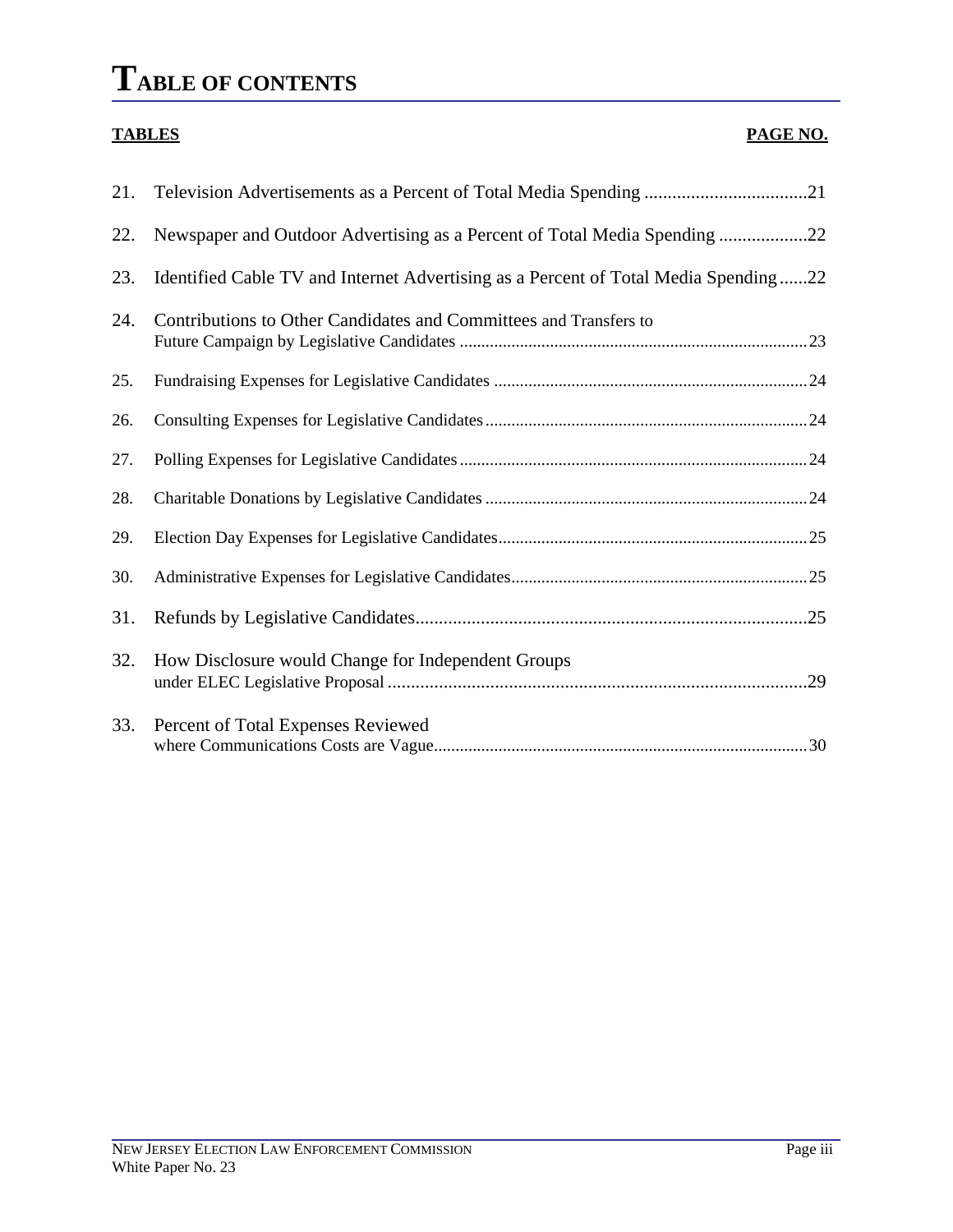# TABLE OF CONTENTS

| TABLES | | PAGE NO. |
|---|---|---|
| 21. | Television Advertisements as a Percent of Total Media Spending | 21 |
| 22. | Newspaper and Outdoor Advertising as a Percent of Total Media Spending | 22 |
| 23. | Identified Cable TV and Internet Advertising as a Percent of Total Media Spending | 22 |
| 24. | Contributions to Other Candidates and Committees and Transfers to Future Campaign by Legislative Candidates | 23 |
| 25. | Fundraising Expenses for Legislative Candidates | 24 |
| 26. | Consulting Expenses for Legislative Candidates | 24 |
| 27. | Polling Expenses for Legislative Candidates | 24 |
| 28. | Charitable Donations by Legislative Candidates | 24 |
| 29. | Election Day Expenses for Legislative Candidates | 25 |
| 30. | Administrative Expenses for Legislative Candidates | 25 |
| 31. | Refunds by Legislative Candidates | 25 |
| 32. | How Disclosure would Change for Independent Groups under ELEC Legislative Proposal | 29 |
| 33. | Percent of Total Expenses Reviewed where Communications Costs are Vague | 30 |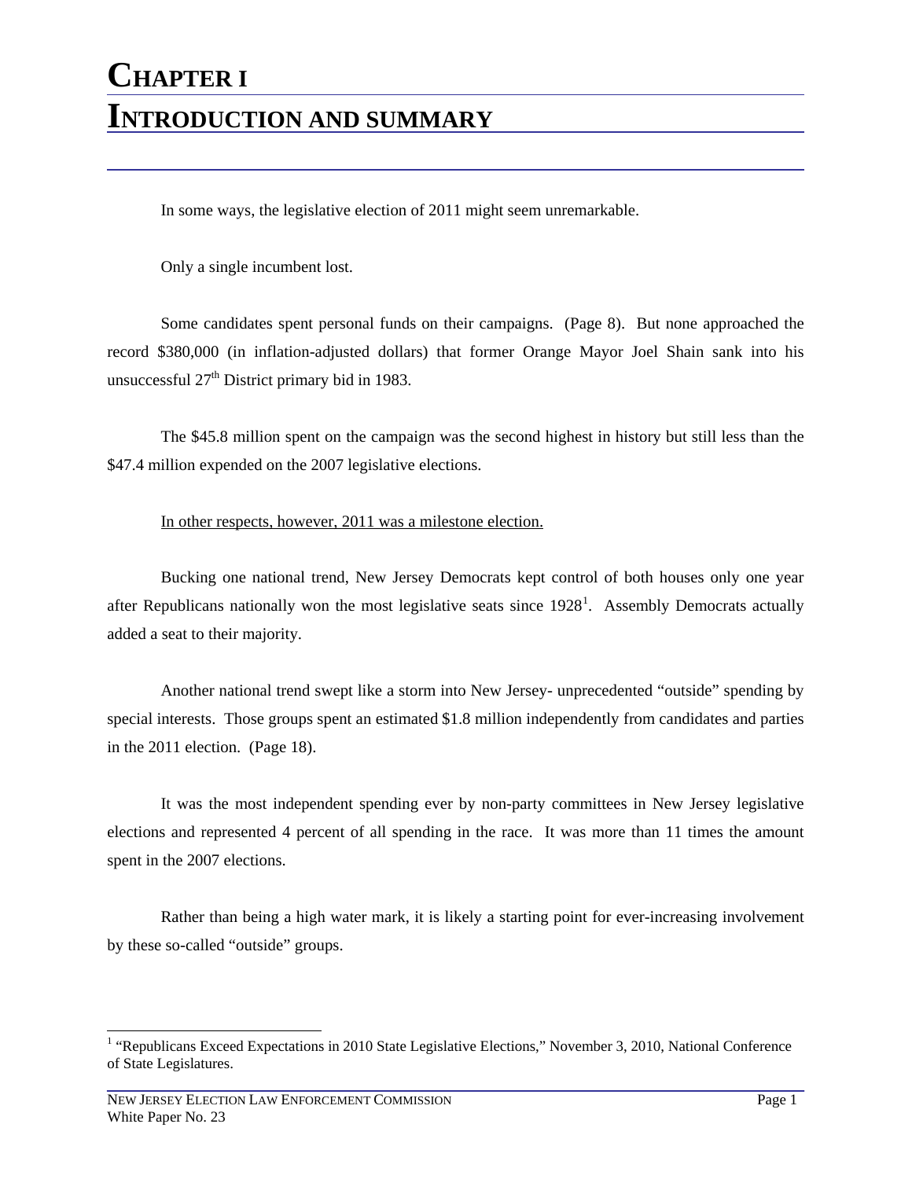# CHAPTER I
# INTRODUCTION AND SUMMARY

In some ways, the legislative election of 2011 might seem unremarkable.

Only a single incumbent lost.

Some candidates spent personal funds on their campaigns. (Page 8). But none approached the record $380,000 (in inflation-adjusted dollars) that former Orange Mayor Joel Shain sank into his unsuccessful 27th District primary bid in 1983.

The $45.8 million spent on the campaign was the second highest in history but still less than the $47.4 million expended on the 2007 legislative elections.

<u>In other respects, however, 2011 was a milestone election.</u>

Bucking one national trend, New Jersey Democrats kept control of both houses only one year after Republicans nationally won the most legislative seats since 1928[1]. Assembly Democrats actually added a seat to their majority.

Another national trend swept like a storm into New Jersey- unprecedented "outside" spending by special interests. Those groups spent an estimated $1.8 million independently from candidates and parties in the 2011 election. (Page 18).

It was the most independent spending ever by non-party committees in New Jersey legislative elections and represented 4 percent of all spending in the race. It was more than 11 times the amount spent in the 2007 elections.

Rather than being a high water mark, it is likely a starting point for ever-increasing involvement by these so-called "outside" groups.

---

[1] "Republicans Exceed Expectations in 2010 State Legislative Elections," November 3, 2010, National Conference of State Legislatures.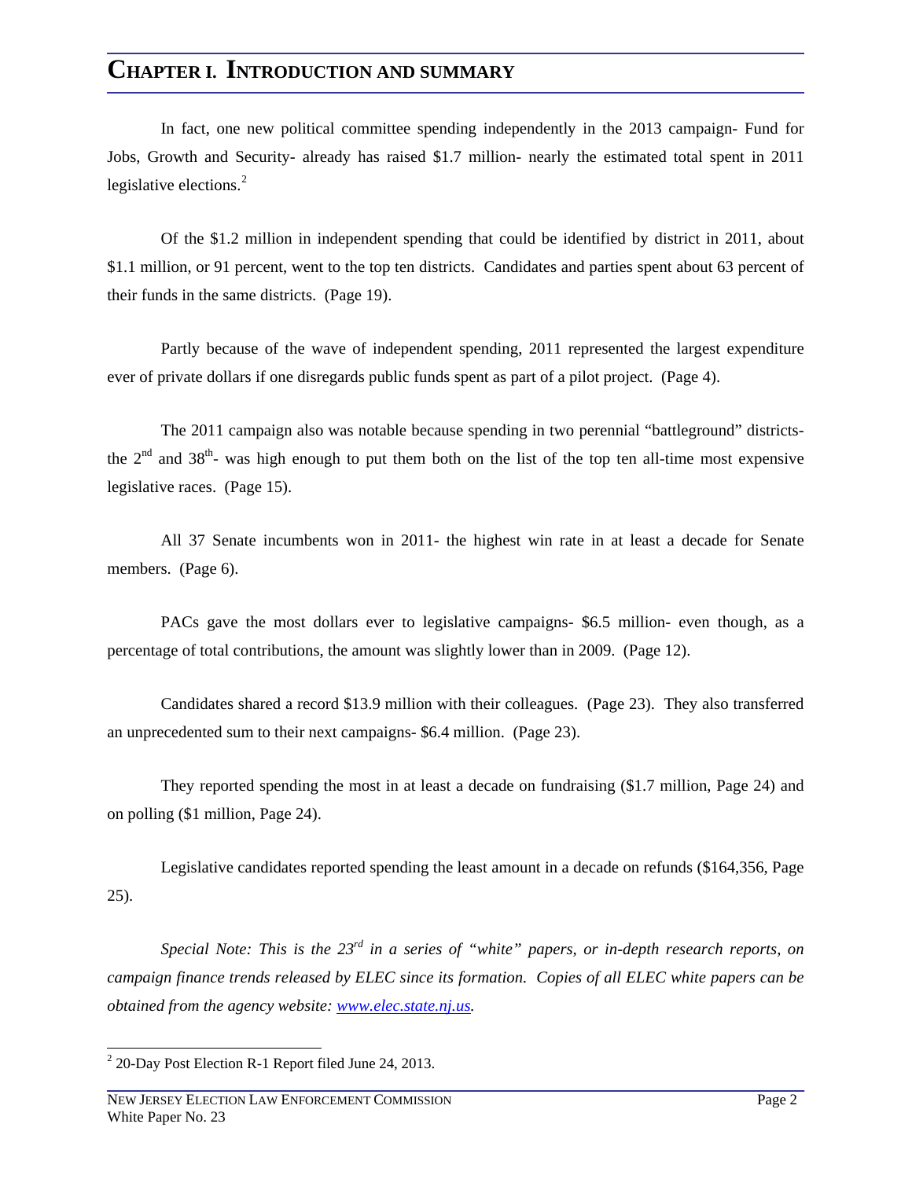# CHAPTER I. INTRODUCTION AND SUMMARY

In fact, one new political committee spending independently in the 2013 campaign- Fund for Jobs, Growth and Security- already has raised $1.7 million- nearly the estimated total spent in 2011 legislative elections.[2]

Of the $1.2 million in independent spending that could be identified by district in 2011, about $1.1 million, or 91 percent, went to the top ten districts. Candidates and parties spent about 63 percent of their funds in the same districts. (Page 19).

Partly because of the wave of independent spending, 2011 represented the largest expenditure ever of private dollars if one disregards public funds spent as part of a pilot project. (Page 4).

The 2011 campaign also was notable because spending in two perennial "battleground" districts- the 2nd and 38th- was high enough to put them both on the list of the top ten all-time most expensive legislative races. (Page 15).

All 37 Senate incumbents won in 2011- the highest win rate in at least a decade for Senate members. (Page 6).

PACs gave the most dollars ever to legislative campaigns- $6.5 million- even though, as a percentage of total contributions, the amount was slightly lower than in 2009. (Page 12).

Candidates shared a record $13.9 million with their colleagues. (Page 23). They also transferred an unprecedented sum to their next campaigns- $6.4 million. (Page 23).

They reported spending the most in at least a decade on fundraising ($1.7 million, Page 24) and on polling ($1 million, Page 24).

Legislative candidates reported spending the least amount in a decade on refunds ($164,356, Page 25).

*Special Note: This is the 23rd in a series of "white" papers, or in-depth research reports, on campaign finance trends released by ELEC since its formation. Copies of all ELEC white papers can be obtained from the agency website: [www.elec.state.nj.us](http://www.elec.state.nj.us).*

---

[2] 20-Day Post Election R-1 Report filed June 24, 2013.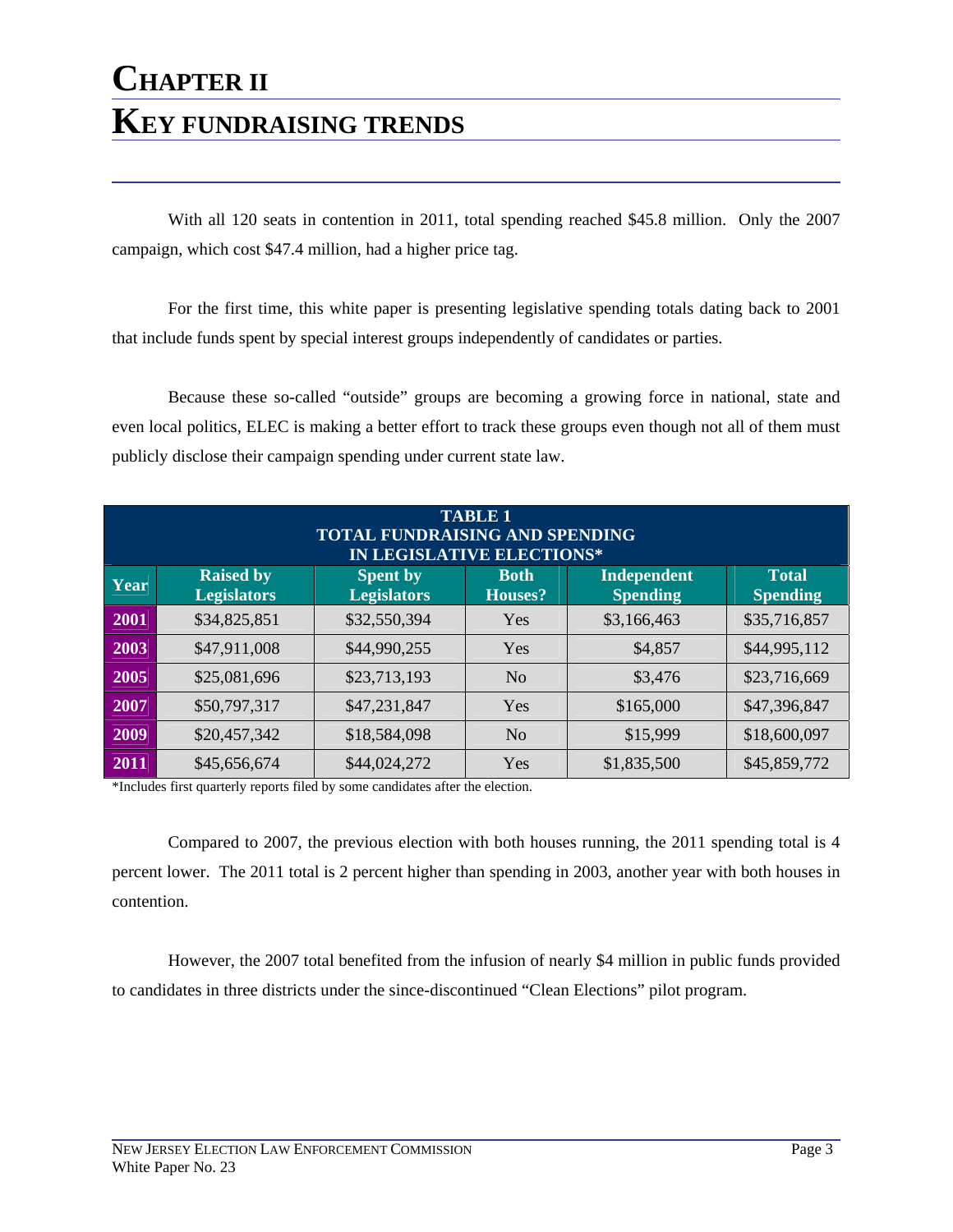# CHAPTER II
# KEY FUNDRAISING TRENDS

With all 120 seats in contention in 2011, total spending reached $45.8 million. Only the 2007 campaign, which cost $47.4 million, had a higher price tag.

For the first time, this white paper is presenting legislative spending totals dating back to 2001 that include funds spent by special interest groups independently of candidates or parties.

Because these so-called "outside" groups are becoming a growing force in national, state and even local politics, ELEC is making a better effort to track these groups even though not all of them must publicly disclose their campaign spending under current state law.

**TABLE 1**
**TOTAL FUNDRAISING AND SPENDING IN LEGISLATIVE ELECTIONS***

| Year | Raised by Legislators | Spent by Legislators | Both Houses? | Independent Spending | Total Spending |
|---|---|---|---|---|---|
| 2001 | $34,825,851 | $32,550,394 | Yes | $3,166,463 | $35,716,857 |
| 2003 | $47,911,008 | $44,990,255 | Yes | $4,857 | $44,995,112 |
| 2005 | $25,081,696 | $23,713,193 | No | $3,476 | $23,716,669 |
| 2007 | $50,797,317 | $47,231,847 | Yes | $165,000 | $47,396,847 |
| 2009 | $20,457,342 | $18,584,098 | No | $15,999 | $18,600,097 |
| 2011 | $45,656,674 | $44,024,272 | Yes | $1,835,500 | $45,859,772 |

*Includes first quarterly reports filed by some candidates after the election.

Compared to 2007, the previous election with both houses running, the 2011 spending total is 4 percent lower. The 2011 total is 2 percent higher than spending in 2003, another year with both houses in contention.

However, the 2007 total benefited from the infusion of nearly $4 million in public funds provided to candidates in three districts under the since-discontinued "Clean Elections" pilot program.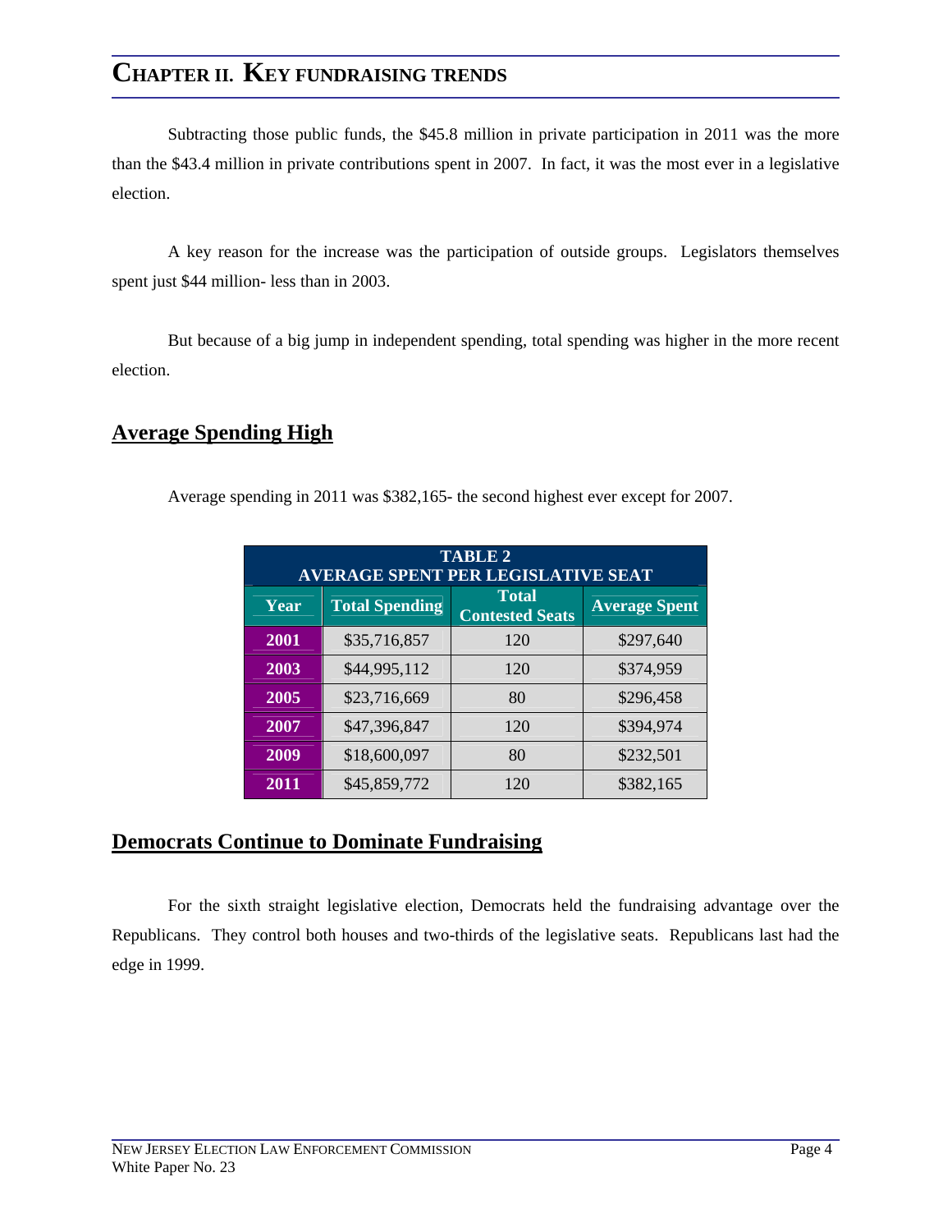# Chapter II. Key Fundraising Trends

Subtracting those public funds, the $45.8 million in private participation in 2011 was the more than the $43.4 million in private contributions spent in 2007. In fact, it was the most ever in a legislative election.

A key reason for the increase was the participation of outside groups. Legislators themselves spent just $44 million- less than in 2003.

But because of a big jump in independent spending, total spending was higher in the more recent election.

## Average Spending High

Average spending in 2011 was $382,165- the second highest ever except for 2007.

**TABLE 2**
**AVERAGE SPENT PER LEGISLATIVE SEAT**

| Year | Total Spending | Total Contested Seats | Average Spent |
|---|---|---|---|
| 2001 | $35,716,857 | 120 | $297,640 |
| 2003 | $44,995,112 | 120 | $374,959 |
| 2005 | $23,716,669 | 80 | $296,458 |
| 2007 | $47,396,847 | 120 | $394,974 |
| 2009 | $18,600,097 | 80 | $232,501 |
| 2011 | $45,859,772 | 120 | $382,165 |

## Democrats Continue to Dominate Fundraising

For the sixth straight legislative election, Democrats held the fundraising advantage over the Republicans. They control both houses and two-thirds of the legislative seats. Republicans last had the edge in 1999.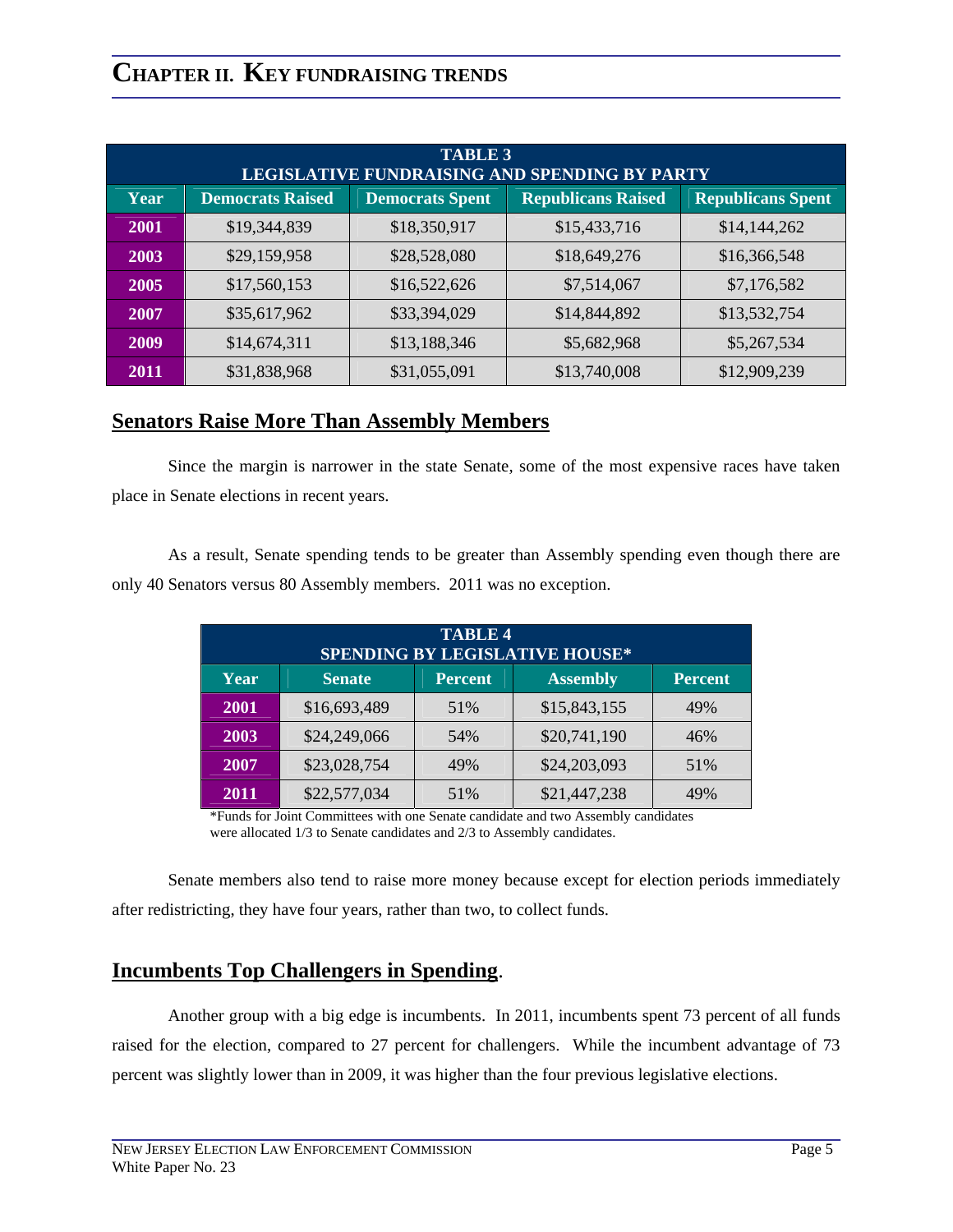# CHAPTER II. KEY FUNDRAISING TRENDS

| TABLE 3<br>LEGISLATIVE FUNDRAISING AND SPENDING BY PARTY | | | | |
|---|---|---|---|---|
| **Year** | **Democrats Raised** | **Democrats Spent** | **Republicans Raised** | **Republicans Spent** |
| **2001** | $19,344,839 | $18,350,917 | $15,433,716 | $14,144,262 |
| **2003** | $29,159,958 | $28,528,080 | $18,649,276 | $16,366,548 |
| **2005** | $17,560,153 | $16,522,626 | $7,514,067 | $7,176,582 |
| **2007** | $35,617,962 | $33,394,029 | $14,844,892 | $13,532,754 |
| **2009** | $14,674,311 | $13,188,346 | $5,682,968 | $5,267,534 |
| **2011** | $31,838,968 | $31,055,091 | $13,740,008 | $12,909,239 |

## Senators Raise More Than Assembly Members

Since the margin is narrower in the state Senate, some of the most expensive races have taken place in Senate elections in recent years.

As a result, Senate spending tends to be greater than Assembly spending even though there are only 40 Senators versus 80 Assembly members. 2011 was no exception.

| TABLE 4<br>SPENDING BY LEGISLATIVE HOUSE* | | | | |
|---|---|---|---|---|
| **Year** | **Senate** | **Percent** | **Assembly** | **Percent** |
| **2001** | $16,693,489 | 51% | $15,843,155 | 49% |
| **2003** | $24,249,066 | 54% | $20,741,190 | 46% |
| **2007** | $23,028,754 | 49% | $24,203,093 | 51% |
| **2011** | $22,577,034 | 51% | $21,447,238 | 49% |

*Funds for Joint Committees with one Senate candidate and two Assembly candidates were allocated 1/3 to Senate candidates and 2/3 to Assembly candidates.

Senate members also tend to raise more money because except for election periods immediately after redistricting, they have four years, rather than two, to collect funds.

## Incumbents Top Challengers in Spending.

Another group with a big edge is incumbents. In 2011, incumbents spent 73 percent of all funds raised for the election, compared to 27 percent for challengers. While the incumbent advantage of 73 percent was slightly lower than in 2009, it was higher than the four previous legislative elections.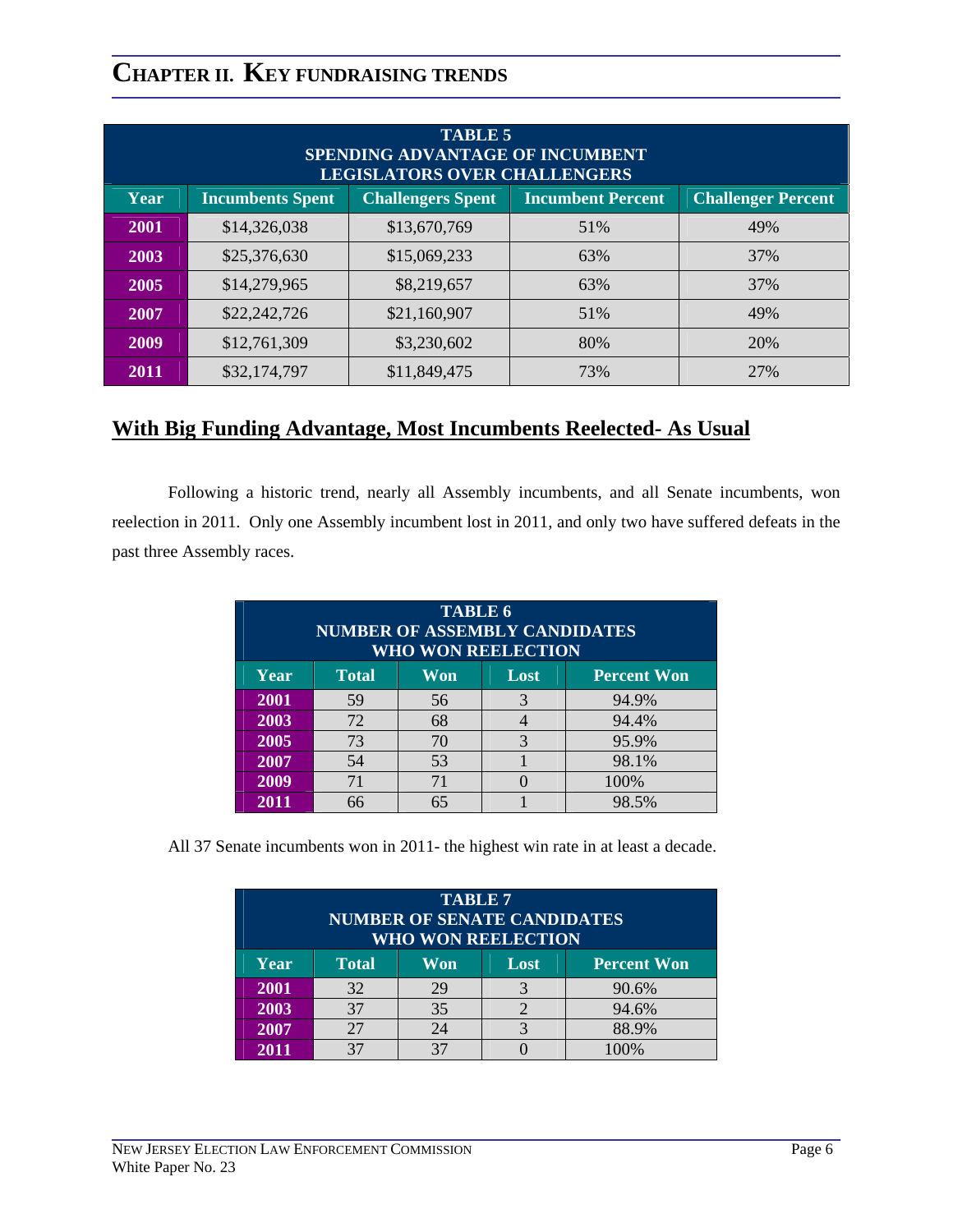# CHAPTER II. KEY FUNDRAISING TRENDS

| TABLE 5<br>SPENDING ADVANTAGE OF INCUMBENT LEGISLATORS OVER CHALLENGERS | | | | |
|---|---|---|---|---|
| **Year** | **Incumbents Spent** | **Challengers Spent** | **Incumbent Percent** | **Challenger Percent** |
| **2001** | $14,326,038 | $13,670,769 | 51% | 49% |
| **2003** | $25,376,630 | $15,069,233 | 63% | 37% |
| **2005** | $14,279,965 | $8,219,657 | 63% | 37% |
| **2007** | $22,242,726 | $21,160,907 | 51% | 49% |
| **2009** | $12,761,309 | $3,230,602 | 80% | 20% |
| **2011** | $32,174,797 | $11,849,475 | 73% | 27% |

## With Big Funding Advantage, Most Incumbents Reelected- As Usual

Following a historic trend, nearly all Assembly incumbents, and all Senate incumbents, won reelection in 2011. Only one Assembly incumbent lost in 2011, and only two have suffered defeats in the past three Assembly races.

| TABLE 6<br>NUMBER OF ASSEMBLY CANDIDATES WHO WON REELECTION | | | | |
|---|---|---|---|---|
| **Year** | **Total** | **Won** | **Lost** | **Percent Won** |
| **2001** | 59 | 56 | 3 | 94.9% |
| **2003** | 72 | 68 | 4 | 94.4% |
| **2005** | 73 | 70 | 3 | 95.9% |
| **2007** | 54 | 53 | 1 | 98.1% |
| **2009** | 71 | 71 | 0 | 100% |
| **2011** | 66 | 65 | 1 | 98.5% |

All 37 Senate incumbents won in 2011- the highest win rate in at least a decade.

| TABLE 7<br>NUMBER OF SENATE CANDIDATES WHO WON REELECTION | | | | |
|---|---|---|---|---|
| **Year** | **Total** | **Won** | **Lost** | **Percent Won** |
| **2001** | 32 | 29 | 3 | 90.6% |
| **2003** | 37 | 35 | 2 | 94.6% |
| **2007** | 27 | 24 | 3 | 88.9% |
| **2011** | 37 | 37 | 0 | 100% |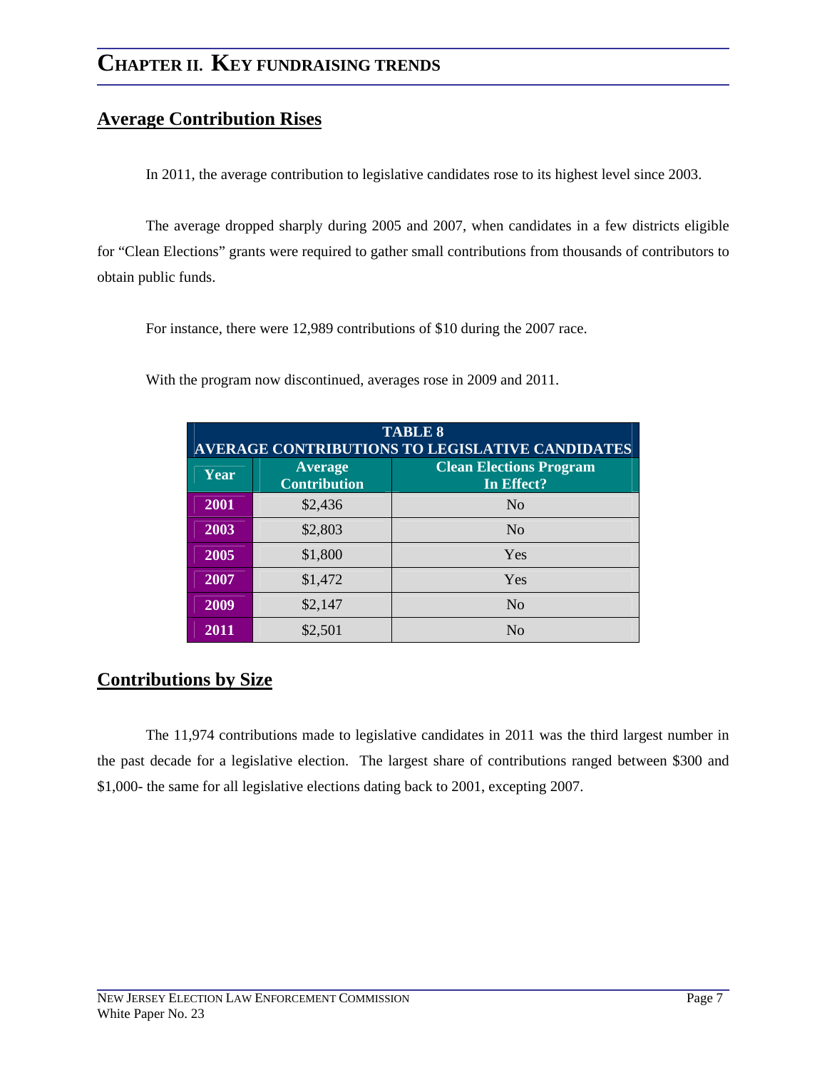## Chapter II. Key Fundraising Trends

### Average Contribution Rises

In 2011, the average contribution to legislative candidates rose to its highest level since 2003.

The average dropped sharply during 2005 and 2007, when candidates in a few districts eligible for "Clean Elections" grants were required to gather small contributions from thousands of contributors to obtain public funds.

For instance, there were 12,989 contributions of $10 during the 2007 race.

With the program now discontinued, averages rose in 2009 and 2011.

**TABLE 8**
**AVERAGE CONTRIBUTIONS TO LEGISLATIVE CANDIDATES**

| Year | Average Contribution | Clean Elections Program In Effect? |
|---|---|---|
| 2001 | $2,436 | No |
| 2003 | $2,803 | No |
| 2005 | $1,800 | Yes |
| 2007 | $1,472 | Yes |
| 2009 | $2,147 | No |
| 2011 | $2,501 | No |

### Contributions by Size

The 11,974 contributions made to legislative candidates in 2011 was the third largest number in the past decade for a legislative election. The largest share of contributions ranged between $300 and $1,000- the same for all legislative elections dating back to 2001, excepting 2007.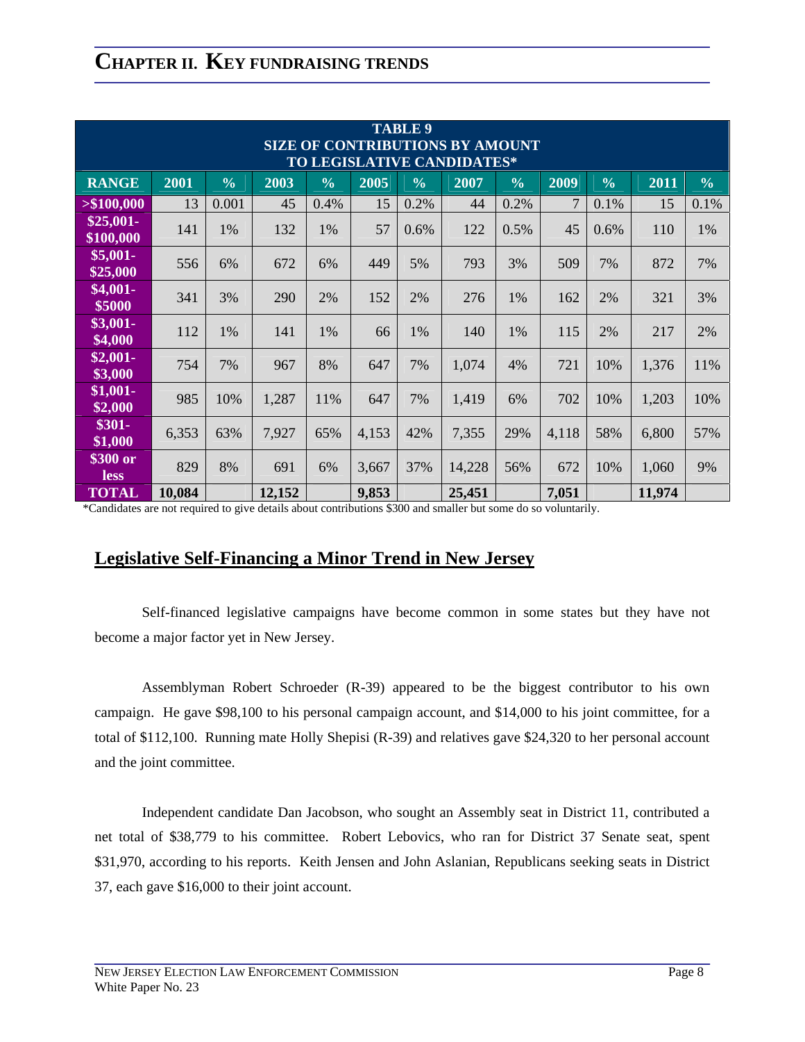# CHAPTER II. KEY FUNDRAISING TRENDS

| TABLE 9<br>SIZE OF CONTRIBUTIONS BY AMOUNT<br>TO LEGISLATIVE CANDIDATES* | | | | | | | | | | | | |
|---|---|---|---|---|---|---|---|---|---|---|---|---|
| **RANGE** | **2001** | **%** | **2003** | **%** | **2005** | **%** | **2007** | **%** | **2009** | **%** | **2011** | **%** |
| **>$100,000** | 13 | 0.001 | 45 | 0.4% | 15 | 0.2% | 44 | 0.2% | 7 | 0.1% | 15 | 0.1% |
| **$25,001-$100,000** | 141 | 1% | 132 | 1% | 57 | 0.6% | 122 | 0.5% | 45 | 0.6% | 110 | 1% |
| **$5,001-$25,000** | 556 | 6% | 672 | 6% | 449 | 5% | 793 | 3% | 509 | 7% | 872 | 7% |
| **$4,001-$5000** | 341 | 3% | 290 | 2% | 152 | 2% | 276 | 1% | 162 | 2% | 321 | 3% |
| **$3,001-$4,000** | 112 | 1% | 141 | 1% | 66 | 1% | 140 | 1% | 115 | 2% | 217 | 2% |
| **$2,001-$3,000** | 754 | 7% | 967 | 8% | 647 | 7% | 1,074 | 4% | 721 | 10% | 1,376 | 11% |
| **$1,001-$2,000** | 985 | 10% | 1,287 | 11% | 647 | 7% | 1,419 | 6% | 702 | 10% | 1,203 | 10% |
| **$301-$1,000** | 6,353 | 63% | 7,927 | 65% | 4,153 | 42% | 7,355 | 29% | 4,118 | 58% | 6,800 | 57% |
| **$300 or less** | 829 | 8% | 691 | 6% | 3,667 | 37% | 14,228 | 56% | 672 | 10% | 1,060 | 9% |
| **TOTAL** | **10,084** | | **12,152** | | **9,853** | | **25,451** | | **7,051** | | **11,974** | |

*Candidates are not required to give details about contributions $300 and smaller but some do so voluntarily.

## Legislative Self-Financing a Minor Trend in New Jersey

Self-financed legislative campaigns have become common in some states but they have not become a major factor yet in New Jersey.

Assemblyman Robert Schroeder (R-39) appeared to be the biggest contributor to his own campaign. He gave $98,100 to his personal campaign account, and $14,000 to his joint committee, for a total of $112,100. Running mate Holly Shepisi (R-39) and relatives gave $24,320 to her personal account and the joint committee.

Independent candidate Dan Jacobson, who sought an Assembly seat in District 11, contributed a net total of $38,779 to his committee. Robert Lebovics, who ran for District 37 Senate seat, spent $31,970, according to his reports. Keith Jensen and John Aslanian, Republicans seeking seats in District 37, each gave $16,000 to their joint account.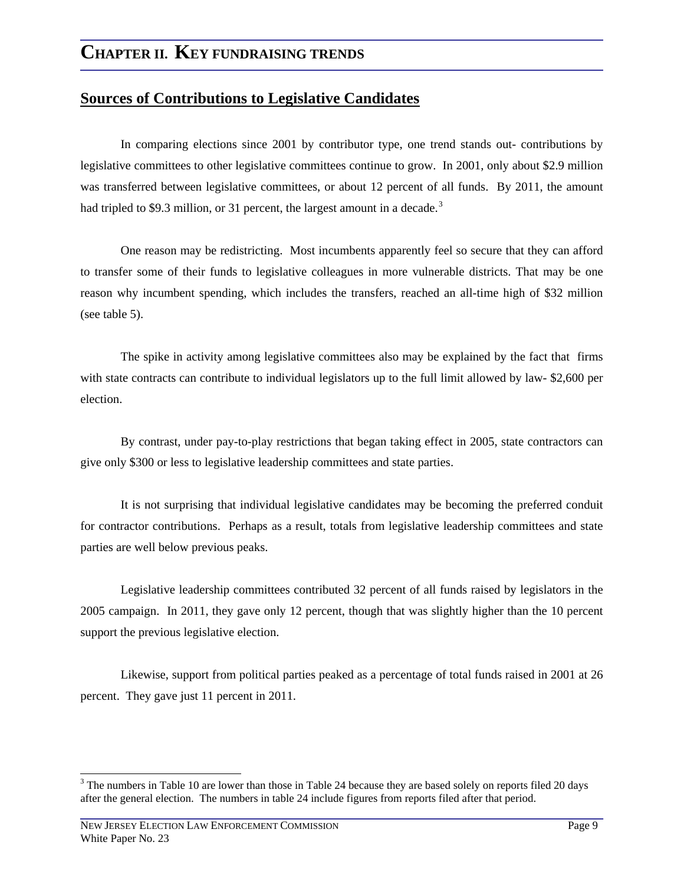# CHAPTER II. KEY FUNDRAISING TRENDS

## Sources of Contributions to Legislative Candidates

In comparing elections since 2001 by contributor type, one trend stands out- contributions by legislative committees to other legislative committees continue to grow. In 2001, only about $2.9 million was transferred between legislative committees, or about 12 percent of all funds. By 2011, the amount had tripled to $9.3 million, or 31 percent, the largest amount in a decade.[3]

One reason may be redistricting. Most incumbents apparently feel so secure that they can afford to transfer some of their funds to legislative colleagues in more vulnerable districts. That may be one reason why incumbent spending, which includes the transfers, reached an all-time high of $32 million (see table 5).

The spike in activity among legislative committees also may be explained by the fact that firms with state contracts can contribute to individual legislators up to the full limit allowed by law- $2,600 per election.

By contrast, under pay-to-play restrictions that began taking effect in 2005, state contractors can give only $300 or less to legislative leadership committees and state parties.

It is not surprising that individual legislative candidates may be becoming the preferred conduit for contractor contributions. Perhaps as a result, totals from legislative leadership committees and state parties are well below previous peaks.

Legislative leadership committees contributed 32 percent of all funds raised by legislators in the 2005 campaign. In 2011, they gave only 12 percent, though that was slightly higher than the 10 percent support the previous legislative election.

Likewise, support from political parties peaked as a percentage of total funds raised in 2001 at 26 percent. They gave just 11 percent in 2011.

[3] The numbers in Table 10 are lower than those in Table 24 because they are based solely on reports filed 20 days after the general election. The numbers in table 24 include figures from reports filed after that period.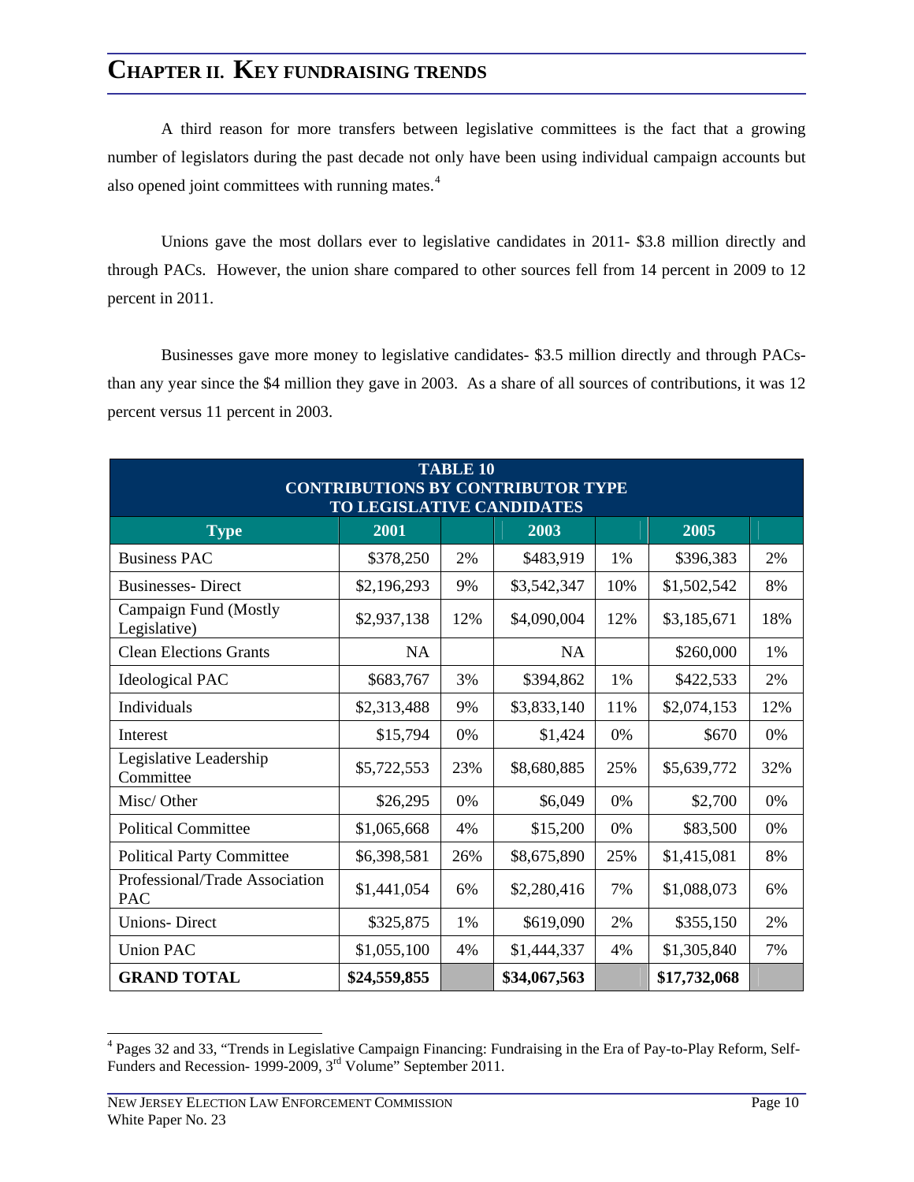# CHAPTER II. KEY FUNDRAISING TRENDS

A third reason for more transfers between legislative committees is the fact that a growing number of legislators during the past decade not only have been using individual campaign accounts but also opened joint committees with running mates.[4]

Unions gave the most dollars ever to legislative candidates in 2011- $3.8 million directly and through PACs. However, the union share compared to other sources fell from 14 percent in 2009 to 12 percent in 2011.

Businesses gave more money to legislative candidates- $3.5 million directly and through PACs- than any year since the $4 million they gave in 2003. As a share of all sources of contributions, it was 12 percent versus 11 percent in 2003.

**TABLE 10**
**CONTRIBUTIONS BY CONTRIBUTOR TYPE TO LEGISLATIVE CANDIDATES**

| Type | 2001 | | 2003 | | 2005 | |
|---|---|---|---|---|---|---|
| Business PAC | $378,250 | 2% | $483,919 | 1% | $396,383 | 2% |
| Businesses- Direct | $2,196,293 | 9% | $3,542,347 | 10% | $1,502,542 | 8% |
| Campaign Fund (Mostly Legislative) | $2,937,138 | 12% | $4,090,004 | 12% | $3,185,671 | 18% |
| Clean Elections Grants | NA | | NA | | $260,000 | 1% |
| Ideological PAC | $683,767 | 3% | $394,862 | 1% | $422,533 | 2% |
| Individuals | $2,313,488 | 9% | $3,833,140 | 11% | $2,074,153 | 12% |
| Interest | $15,794 | 0% | $1,424 | 0% | $670 | 0% |
| Legislative Leadership Committee | $5,722,553 | 23% | $8,680,885 | 25% | $5,639,772 | 32% |
| Misc/ Other | $26,295 | 0% | $6,049 | 0% | $2,700 | 0% |
| Political Committee | $1,065,668 | 4% | $15,200 | 0% | $83,500 | 0% |
| Political Party Committee | $6,398,581 | 26% | $8,675,890 | 25% | $1,415,081 | 8% |
| Professional/Trade Association PAC | $1,441,054 | 6% | $2,280,416 | 7% | $1,088,073 | 6% |
| Unions- Direct | $325,875 | 1% | $619,090 | 2% | $355,150 | 2% |
| Union PAC | $1,055,100 | 4% | $1,444,337 | 4% | $1,305,840 | 7% |
| **GRAND TOTAL** | **$24,559,855** | | **$34,067,563** | | **$17,732,068** | |

[4] Pages 32 and 33, "Trends in Legislative Campaign Financing: Fundraising in the Era of Pay-to-Play Reform, Self-Funders and Recession- 1999-2009, 3rd Volume" September 2011.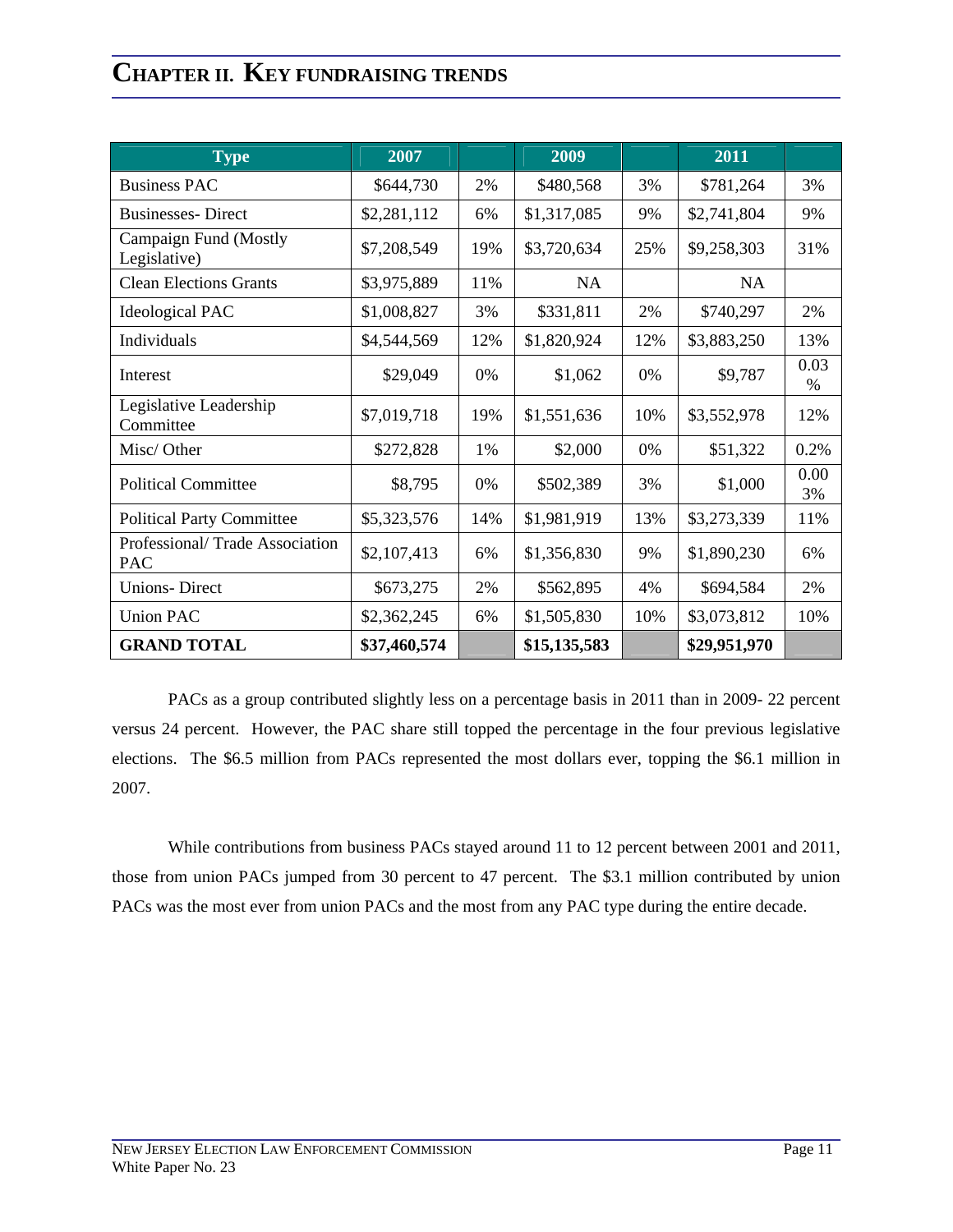# CHAPTER II. KEY FUNDRAISING TRENDS

| Type | 2007 | | 2009 | | 2011 | |
|---|---|---|---|---|---|---|
| Business PAC | $644,730 | 2% | $480,568 | 3% | $781,264 | 3% |
| Businesses- Direct | $2,281,112 | 6% | $1,317,085 | 9% | $2,741,804 | 9% |
| Campaign Fund (Mostly Legislative) | $7,208,549 | 19% | $3,720,634 | 25% | $9,258,303 | 31% |
| Clean Elections Grants | $3,975,889 | 11% | NA | | NA | |
| Ideological PAC | $1,008,827 | 3% | $331,811 | 2% | $740,297 | 2% |
| Individuals | $4,544,569 | 12% | $1,820,924 | 12% | $3,883,250 | 13% |
| Interest | $29,049 | 0% | $1,062 | 0% | $9,787 | 0.03 % |
| Legislative Leadership Committee | $7,019,718 | 19% | $1,551,636 | 10% | $3,552,978 | 12% |
| Misc/ Other | $272,828 | 1% | $2,000 | 0% | $51,322 | 0.2% |
| Political Committee | $8,795 | 0% | $502,389 | 3% | $1,000 | 0.003% |
| Political Party Committee | $5,323,576 | 14% | $1,981,919 | 13% | $3,273,339 | 11% |
| Professional/ Trade Association PAC | $2,107,413 | 6% | $1,356,830 | 9% | $1,890,230 | 6% |
| Unions- Direct | $673,275 | 2% | $562,895 | 4% | $694,584 | 2% |
| Union PAC | $2,362,245 | 6% | $1,505,830 | 10% | $3,073,812 | 10% |
| **GRAND TOTAL** | **$37,460,574** | | **$15,135,583** | | **$29,951,970** | |

PACs as a group contributed slightly less on a percentage basis in 2011 than in 2009- 22 percent versus 24 percent. However, the PAC share still topped the percentage in the four previous legislative elections. The $6.5 million from PACs represented the most dollars ever, topping the $6.1 million in 2007.

While contributions from business PACs stayed around 11 to 12 percent between 2001 and 2011, those from union PACs jumped from 30 percent to 47 percent. The $3.1 million contributed by union PACs was the most ever from union PACs and the most from any PAC type during the entire decade.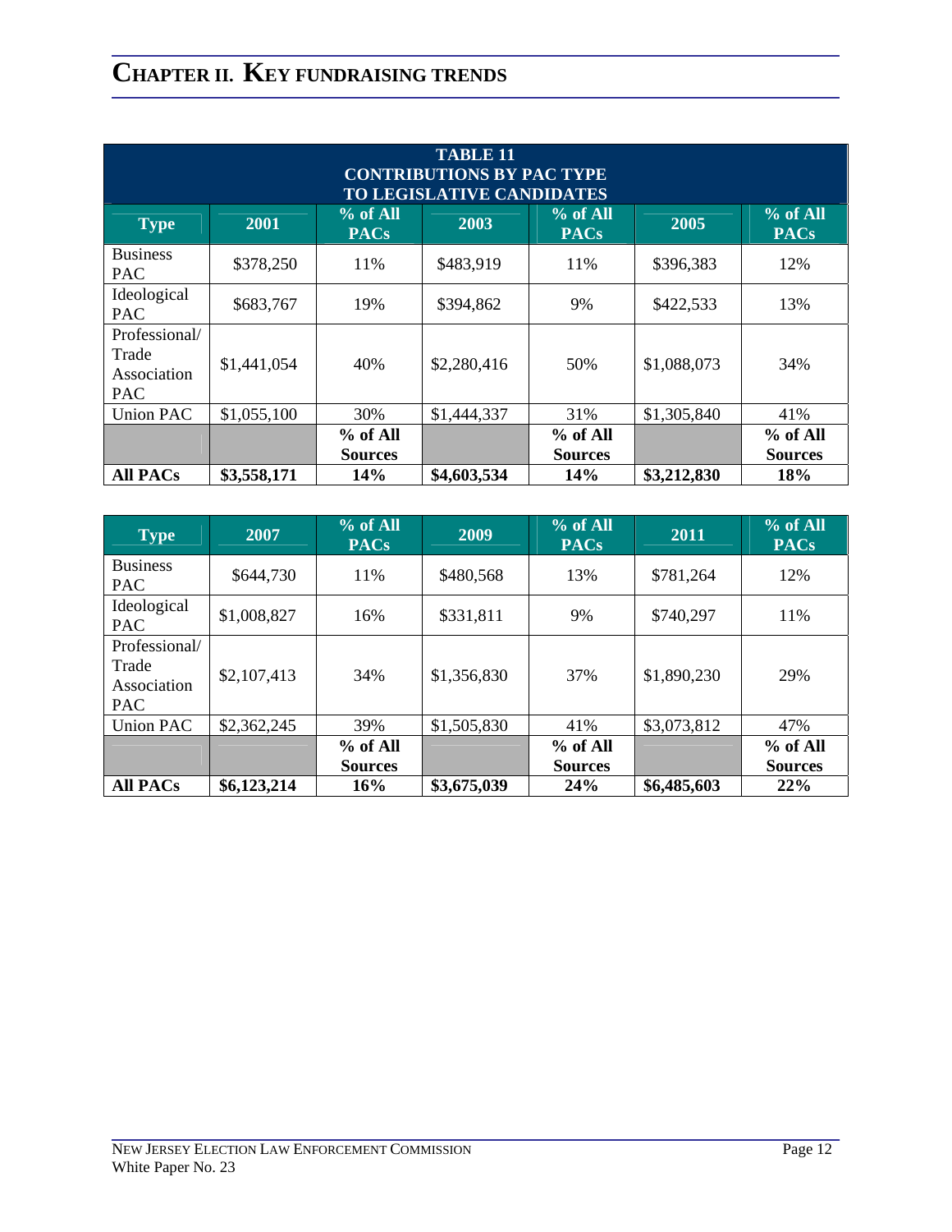# CHAPTER II. KEY FUNDRAISING TRENDS

**TABLE 11**
**CONTRIBUTIONS BY PAC TYPE**
**TO LEGISLATIVE CANDIDATES**

| Type | 2001 | % of All PACs | 2003 | % of All PACs | 2005 | % of All PACs |
|---|---|---|---|---|---|---|
| Business PAC | $378,250 | 11% | $483,919 | 11% | $396,383 | 12% |
| Ideological PAC | $683,767 | 19% | $394,862 | 9% | $422,533 | 13% |
| Professional/ Trade Association PAC | $1,441,054 | 40% | $2,280,416 | 50% | $1,088,073 | 34% |
| Union PAC | $1,055,100 | 30% | $1,444,337 | 31% | $1,305,840 | 41% |
| | | **% of All Sources** | | **% of All Sources** | | **% of All Sources** |
| **All PACs** | **$3,558,171** | **14%** | **$4,603,534** | **14%** | **$3,212,830** | **18%** |

| Type | 2007 | % of All PACs | 2009 | % of All PACs | 2011 | % of All PACs |
|---|---|---|---|---|---|---|
| Business PAC | $644,730 | 11% | $480,568 | 13% | $781,264 | 12% |
| Ideological PAC | $1,008,827 | 16% | $331,811 | 9% | $740,297 | 11% |
| Professional/ Trade Association PAC | $2,107,413 | 34% | $1,356,830 | 37% | $1,890,230 | 29% |
| Union PAC | $2,362,245 | 39% | $1,505,830 | 41% | $3,073,812 | 47% |
| | | **% of All Sources** | | **% of All Sources** | | **% of All Sources** |
| **All PACs** | **$6,123,214** | **16%** | **$3,675,039** | **24%** | **$6,485,603** | **22%** |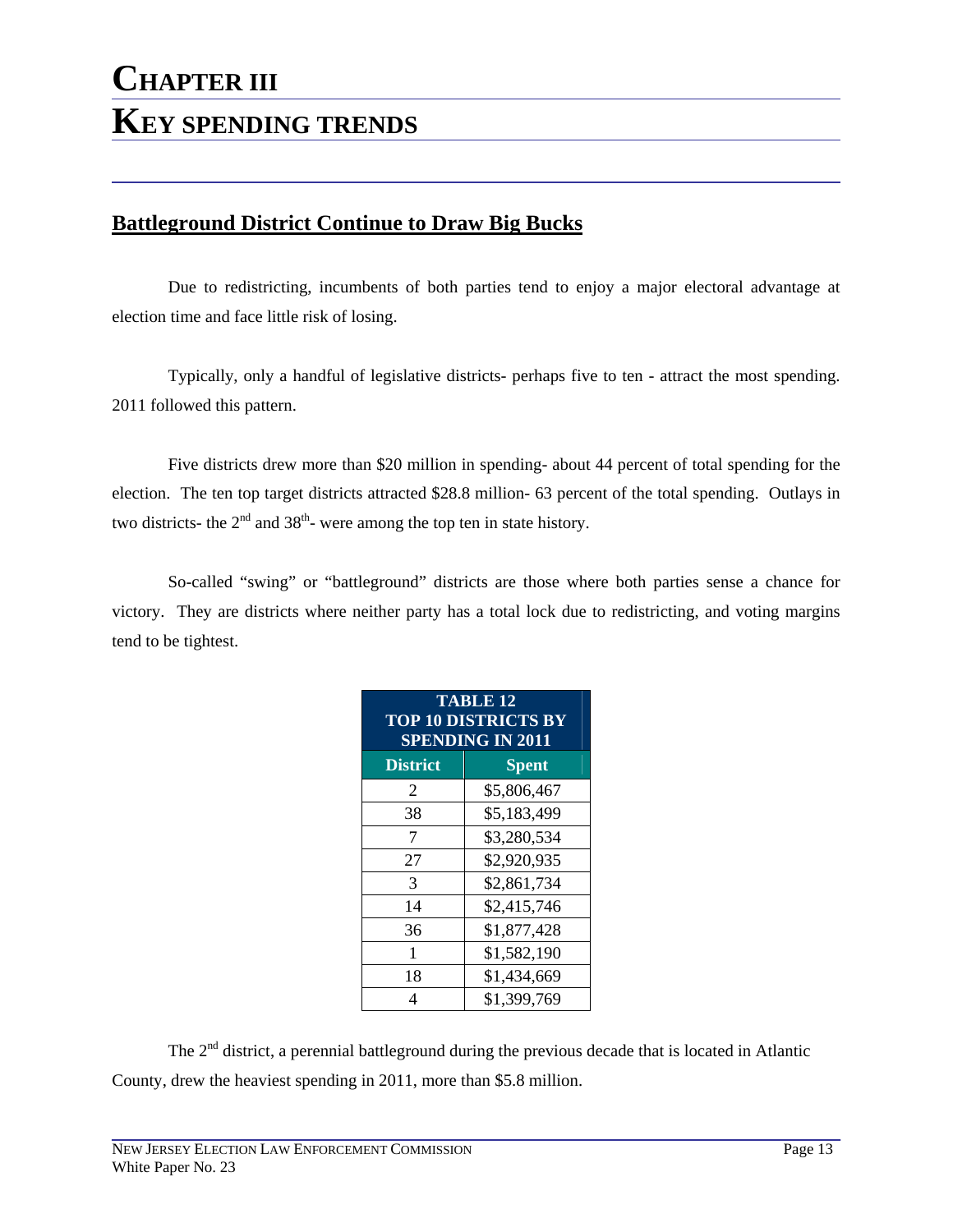# CHAPTER III
# KEY SPENDING TRENDS

## Battleground District Continue to Draw Big Bucks

Due to redistricting, incumbents of both parties tend to enjoy a major electoral advantage at election time and face little risk of losing.

Typically, only a handful of legislative districts- perhaps five to ten - attract the most spending. 2011 followed this pattern.

Five districts drew more than $20 million in spending- about 44 percent of total spending for the election. The ten top target districts attracted $28.8 million- 63 percent of the total spending. Outlays in two districts- the 2nd and 38th- were among the top ten in state history.

So-called "swing" or "battleground" districts are those where both parties sense a chance for victory. They are districts where neither party has a total lock due to redistricting, and voting margins tend to be tightest.

| TABLE 12<br>TOP 10 DISTRICTS BY SPENDING IN 2011 | |
|---|---|
| **District** | **Spent** |
| 2 | $5,806,467 |
| 38 | $5,183,499 |
| 7 | $3,280,534 |
| 27 | $2,920,935 |
| 3 | $2,861,734 |
| 14 | $2,415,746 |
| 36 | $1,877,428 |
| 1 | $1,582,190 |
| 18 | $1,434,669 |
| 4 | $1,399,769 |

The 2nd district, a perennial battleground during the previous decade that is located in Atlantic County, drew the heaviest spending in 2011, more than $5.8 million.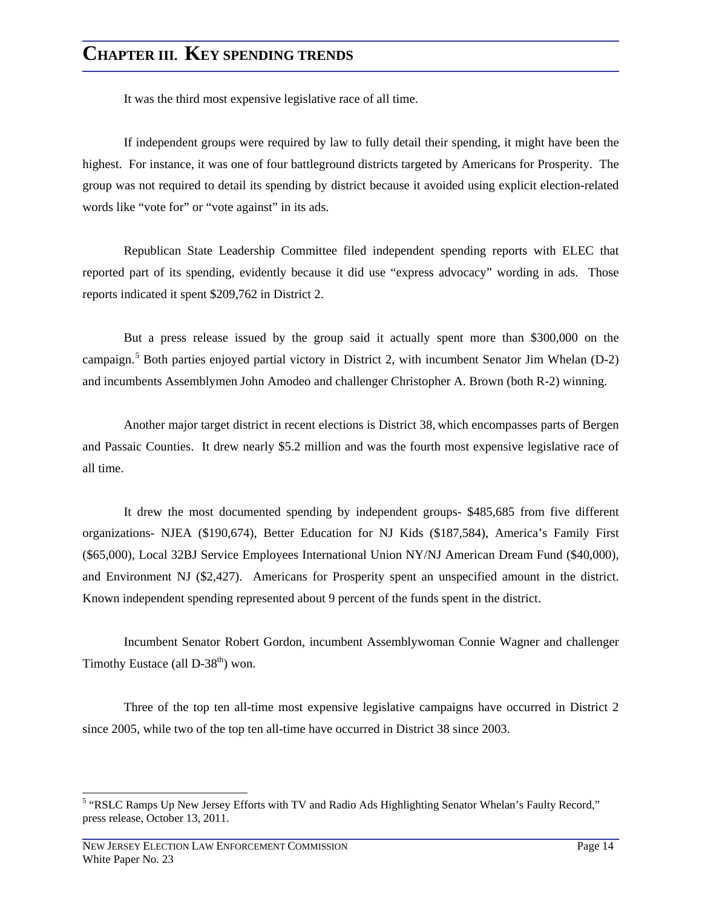# Chapter III. Key spending trends

It was the third most expensive legislative race of all time.

If independent groups were required by law to fully detail their spending, it might have been the highest. For instance, it was one of four battleground districts targeted by Americans for Prosperity. The group was not required to detail its spending by district because it avoided using explicit election-related words like "vote for" or "vote against" in its ads.

Republican State Leadership Committee filed independent spending reports with ELEC that reported part of its spending, evidently because it did use "express advocacy" wording in ads. Those reports indicated it spent $209,762 in District 2.

But a press release issued by the group said it actually spent more than $300,000 on the campaign.[5] Both parties enjoyed partial victory in District 2, with incumbent Senator Jim Whelan (D-2) and incumbents Assemblymen John Amodeo and challenger Christopher A. Brown (both R-2) winning.

Another major target district in recent elections is District 38, which encompasses parts of Bergen and Passaic Counties. It drew nearly $5.2 million and was the fourth most expensive legislative race of all time.

It drew the most documented spending by independent groups- $485,685 from five different organizations- NJEA ($190,674), Better Education for NJ Kids ($187,584), America's Family First ($65,000), Local 32BJ Service Employees International Union NY/NJ American Dream Fund ($40,000), and Environment NJ ($2,427). Americans for Prosperity spent an unspecified amount in the district. Known independent spending represented about 9 percent of the funds spent in the district.

Incumbent Senator Robert Gordon, incumbent Assemblywoman Connie Wagner and challenger Timothy Eustace (all D-38th) won.

Three of the top ten all-time most expensive legislative campaigns have occurred in District 2 since 2005, while two of the top ten all-time have occurred in District 38 since 2003.

---

[5] "RSLC Ramps Up New Jersey Efforts with TV and Radio Ads Highlighting Senator Whelan's Faulty Record," press release, October 13, 2011.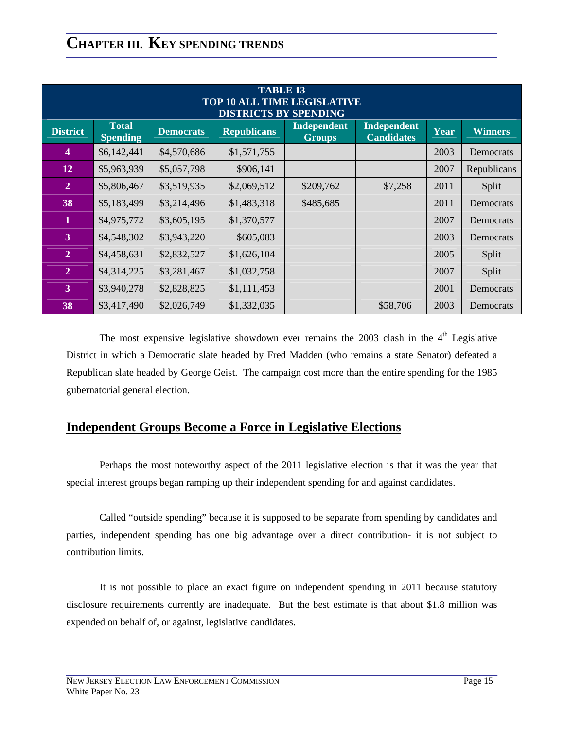# CHAPTER III. KEY SPENDING TRENDS

| TABLE 13<br>TOP 10 ALL TIME LEGISLATIVE<br>DISTRICTS BY SPENDING | | | | | | | |
|---|---|---|---|---|---|---|---|
| **District** | **Total Spending** | **Democrats** | **Republicans** | **Independent Groups** | **Independent Candidates** | **Year** | **Winners** |
| 4 | $6,142,441 | $4,570,686 | $1,571,755 | | | 2003 | Democrats |
| 12 | $5,963,939 | $5,057,798 | $906,141 | | | 2007 | Republicans |
| 2 | $5,806,467 | $3,519,935 | $2,069,512 | $209,762 | $7,258 | 2011 | Split |
| 38 | $5,183,499 | $3,214,496 | $1,483,318 | $485,685 | | 2011 | Democrats |
| 1 | $4,975,772 | $3,605,195 | $1,370,577 | | | 2007 | Democrats |
| 3 | $4,548,302 | $3,943,220 | $605,083 | | | 2003 | Democrats |
| 2 | $4,458,631 | $2,832,527 | $1,626,104 | | | 2005 | Split |
| 2 | $4,314,225 | $3,281,467 | $1,032,758 | | | 2007 | Split |
| 3 | $3,940,278 | $2,828,825 | $1,111,453 | | | 2001 | Democrats |
| 38 | $3,417,490 | $2,026,749 | $1,332,035 | | $58,706 | 2003 | Democrats |

The most expensive legislative showdown ever remains the 2003 clash in the 4th Legislative District in which a Democratic slate headed by Fred Madden (who remains a state Senator) defeated a Republican slate headed by George Geist. The campaign cost more than the entire spending for the 1985 gubernatorial general election.

## Independent Groups Become a Force in Legislative Elections

Perhaps the most noteworthy aspect of the 2011 legislative election is that it was the year that special interest groups began ramping up their independent spending for and against candidates.

Called "outside spending" because it is supposed to be separate from spending by candidates and parties, independent spending has one big advantage over a direct contribution- it is not subject to contribution limits.

It is not possible to place an exact figure on independent spending in 2011 because statutory disclosure requirements currently are inadequate. But the best estimate is that about $1.8 million was expended on behalf of, or against, legislative candidates.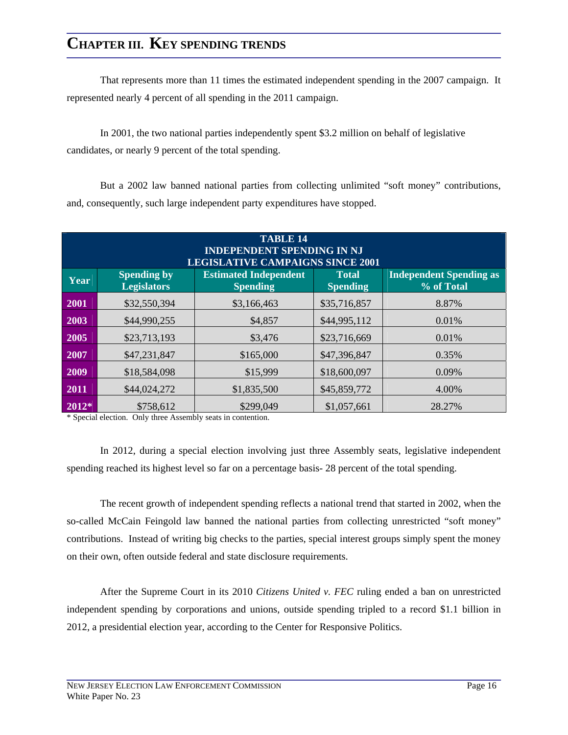# Chapter III. Key Spending Trends

That represents more than 11 times the estimated independent spending in the 2007 campaign. It represented nearly 4 percent of all spending in the 2011 campaign.

In 2001, the two national parties independently spent $3.2 million on behalf of legislative candidates, or nearly 9 percent of the total spending.

But a 2002 law banned national parties from collecting unlimited "soft money" contributions, and, consequently, such large independent party expenditures have stopped.

**TABLE 14**
**INDEPENDENT SPENDING IN NJ LEGISLATIVE CAMPAIGNS SINCE 2001**

| Year | Spending by Legislators | Estimated Independent Spending | Total Spending | Independent Spending as % of Total |
|---|---|---|---|---|
| 2001 | $32,550,394 | $3,166,463 | $35,716,857 | 8.87% |
| 2003 | $44,990,255 | $4,857 | $44,995,112 | 0.01% |
| 2005 | $23,713,193 | $3,476 | $23,716,669 | 0.01% |
| 2007 | $47,231,847 | $165,000 | $47,396,847 | 0.35% |
| 2009 | $18,584,098 | $15,999 | $18,600,097 | 0.09% |
| 2011 | $44,024,272 | $1,835,500 | $45,859,772 | 4.00% |
| 2012* | $758,612 | $299,049 | $1,057,661 | 28.27% |

\* Special election. Only three Assembly seats in contention.

In 2012, during a special election involving just three Assembly seats, legislative independent spending reached its highest level so far on a percentage basis- 28 percent of the total spending.

The recent growth of independent spending reflects a national trend that started in 2002, when the so-called McCain Feingold law banned the national parties from collecting unrestricted "soft money" contributions. Instead of writing big checks to the parties, special interest groups simply spent the money on their own, often outside federal and state disclosure requirements.

After the Supreme Court in its 2010 *Citizens United v. FEC* ruling ended a ban on unrestricted independent spending by corporations and unions, outside spending tripled to a record $1.1 billion in 2012, a presidential election year, according to the Center for Responsive Politics.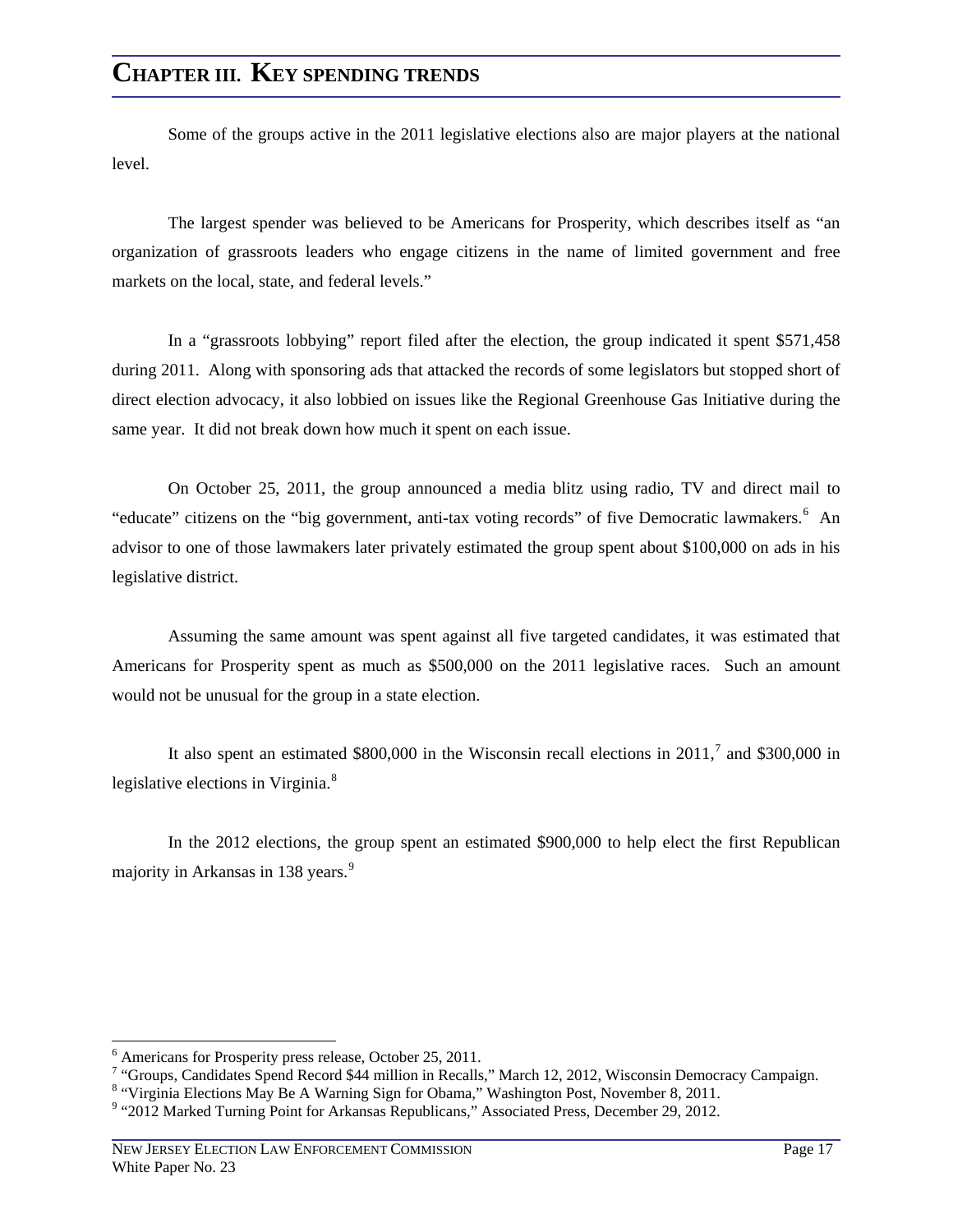# CHAPTER III. KEY SPENDING TRENDS

Some of the groups active in the 2011 legislative elections also are major players at the national level.

The largest spender was believed to be Americans for Prosperity, which describes itself as "an organization of grassroots leaders who engage citizens in the name of limited government and free markets on the local, state, and federal levels."

In a "grassroots lobbying" report filed after the election, the group indicated it spent $571,458 during 2011. Along with sponsoring ads that attacked the records of some legislators but stopped short of direct election advocacy, it also lobbied on issues like the Regional Greenhouse Gas Initiative during the same year. It did not break down how much it spent on each issue.

On October 25, 2011, the group announced a media blitz using radio, TV and direct mail to "educate" citizens on the "big government, anti-tax voting records" of five Democratic lawmakers.[6] An advisor to one of those lawmakers later privately estimated the group spent about $100,000 on ads in his legislative district.

Assuming the same amount was spent against all five targeted candidates, it was estimated that Americans for Prosperity spent as much as $500,000 on the 2011 legislative races. Such an amount would not be unusual for the group in a state election.

It also spent an estimated $800,000 in the Wisconsin recall elections in 2011,[7] and $300,000 in legislative elections in Virginia.[8]

In the 2012 elections, the group spent an estimated $900,000 to help elect the first Republican majority in Arkansas in 138 years.[9]

---

[6] Americans for Prosperity press release, October 25, 2011.

[7] "Groups, Candidates Spend Record $44 million in Recalls," March 12, 2012, Wisconsin Democracy Campaign.

[8] "Virginia Elections May Be A Warning Sign for Obama," Washington Post, November 8, 2011.

[9] "2012 Marked Turning Point for Arkansas Republicans," Associated Press, December 29, 2012.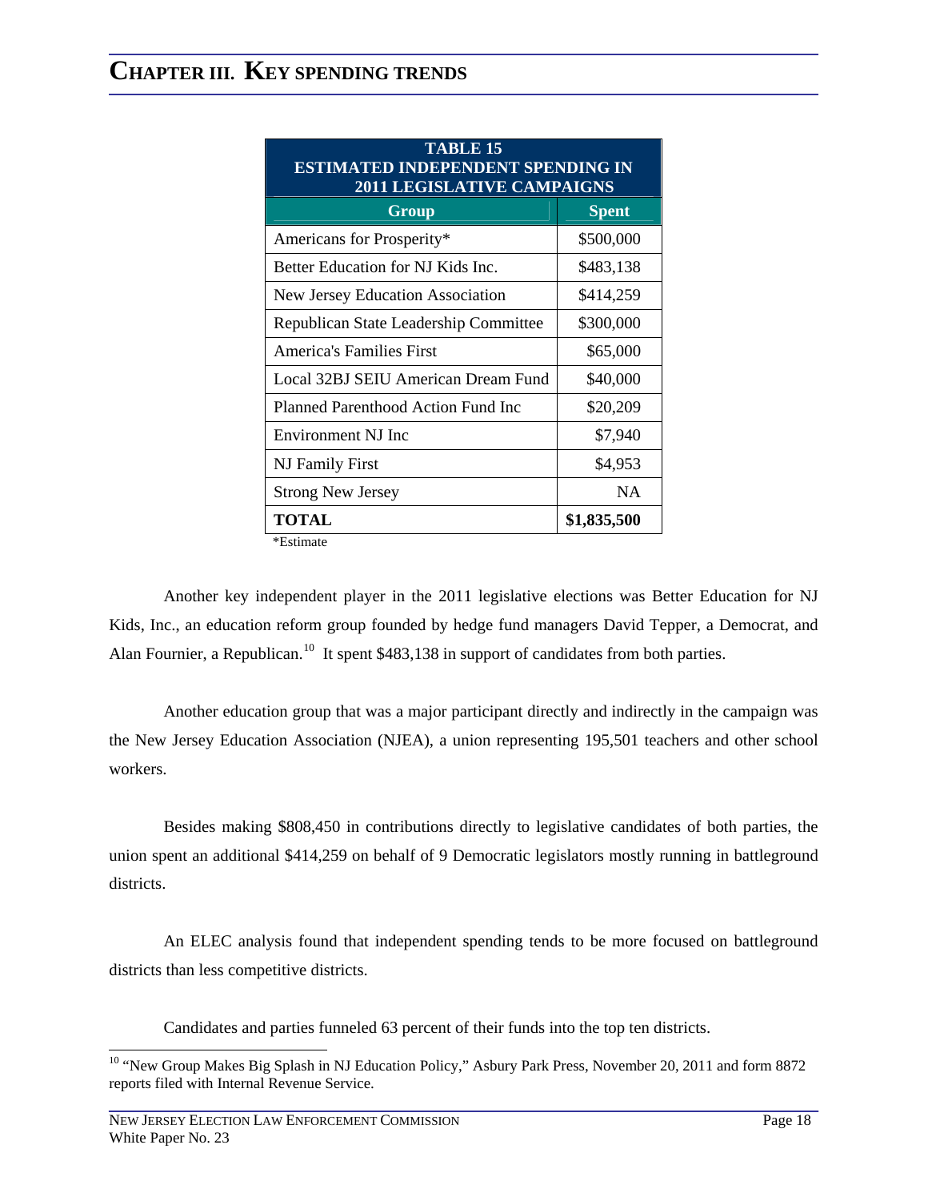# CHAPTER III. KEY SPENDING TRENDS

| TABLE 15<br>ESTIMATED INDEPENDENT SPENDING IN 2011 LEGISLATIVE CAMPAIGNS | |
|---|---|
| **Group** | **Spent** |
| Americans for Prosperity* | $500,000 |
| Better Education for NJ Kids Inc. | $483,138 |
| New Jersey Education Association | $414,259 |
| Republican State Leadership Committee | $300,000 |
| America's Families First | $65,000 |
| Local 32BJ SEIU American Dream Fund | $40,000 |
| Planned Parenthood Action Fund Inc | $20,209 |
| Environment NJ Inc | $7,940 |
| NJ Family First | $4,953 |
| Strong New Jersey | NA |
| **TOTAL** | **$1,835,500** |

*Estimate

Another key independent player in the 2011 legislative elections was Better Education for NJ Kids, Inc., an education reform group founded by hedge fund managers David Tepper, a Democrat, and Alan Fournier, a Republican.[10] It spent $483,138 in support of candidates from both parties.

Another education group that was a major participant directly and indirectly in the campaign was the New Jersey Education Association (NJEA), a union representing 195,501 teachers and other school workers.

Besides making $808,450 in contributions directly to legislative candidates of both parties, the union spent an additional $414,259 on behalf of 9 Democratic legislators mostly running in battleground districts.

An ELEC analysis found that independent spending tends to be more focused on battleground districts than less competitive districts.

Candidates and parties funneled 63 percent of their funds into the top ten districts.

[10] "New Group Makes Big Splash in NJ Education Policy," Asbury Park Press, November 20, 2011 and form 8872 reports filed with Internal Revenue Service.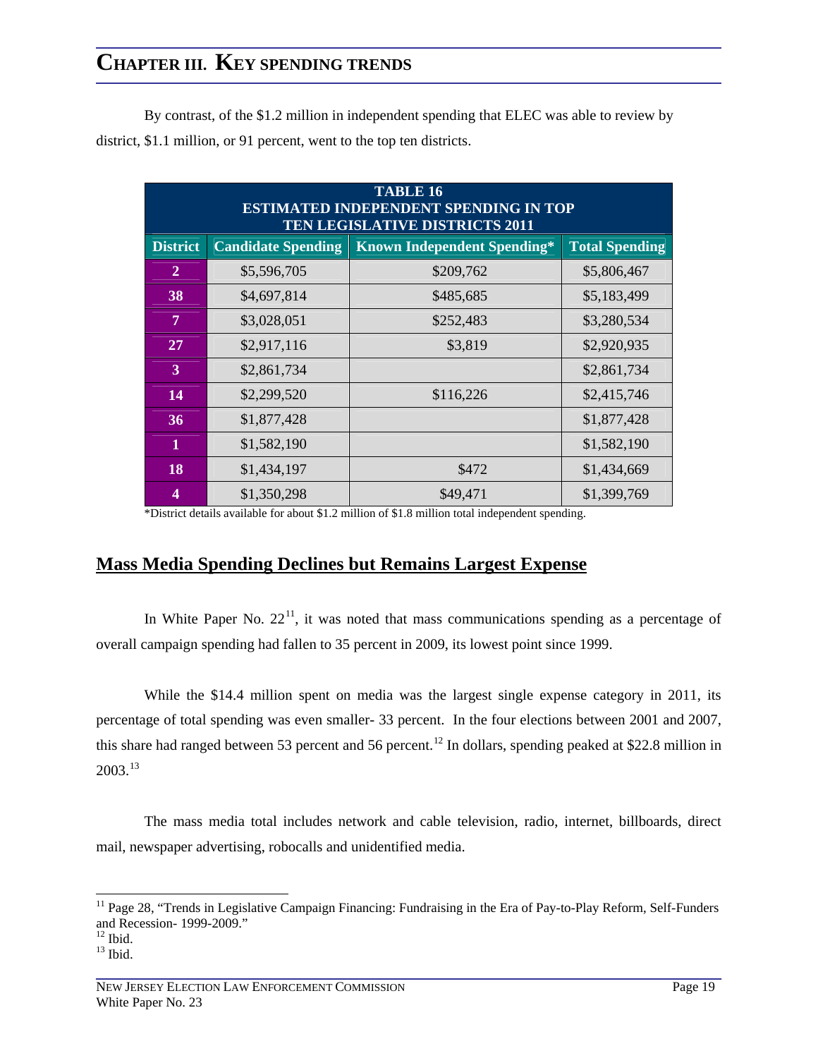By contrast, of the $1.2 million in independent spending that ELEC was able to review by district, $1.1 million, or 91 percent, went to the top ten districts.

| TABLE 16<br>ESTIMATED INDEPENDENT SPENDING IN TOP TEN LEGISLATIVE DISTRICTS 2011 | | | |
|---|---|---|---|
| District | Candidate Spending | Known Independent Spending* | Total Spending |
| 2 | $5,596,705 | $209,762 | $5,806,467 |
| 38 | $4,697,814 | $485,685 | $5,183,499 |
| 7 | $3,028,051 | $252,483 | $3,280,534 |
| 27 | $2,917,116 | $3,819 | $2,920,935 |
| 3 | $2,861,734 | | $2,861,734 |
| 14 | $2,299,520 | $116,226 | $2,415,746 |
| 36 | $1,877,428 | | $1,877,428 |
| 1 | $1,582,190 | | $1,582,190 |
| 18 | $1,434,197 | $472 | $1,434,669 |
| 4 | $1,350,298 | $49,471 | $1,399,769 |

*District details available for about $1.2 million of $1.8 million total independent spending.

## Mass Media Spending Declines but Remains Largest Expense

In White Paper No. 22[11], it was noted that mass communications spending as a percentage of overall campaign spending had fallen to 35 percent in 2009, its lowest point since 1999.

While the $14.4 million spent on media was the largest single expense category in 2011, its percentage of total spending was even smaller- 33 percent. In the four elections between 2001 and 2007, this share had ranged between 53 percent and 56 percent.[12] In dollars, spending peaked at $22.8 million in 2003.[13]

The mass media total includes network and cable television, radio, internet, billboards, direct mail, newspaper advertising, robocalls and unidentified media.

[11] Page 28, "Trends in Legislative Campaign Financing: Fundraising in the Era of Pay-to-Play Reform, Self-Funders and Recession- 1999-2009."
[12] Ibid.
[13] Ibid.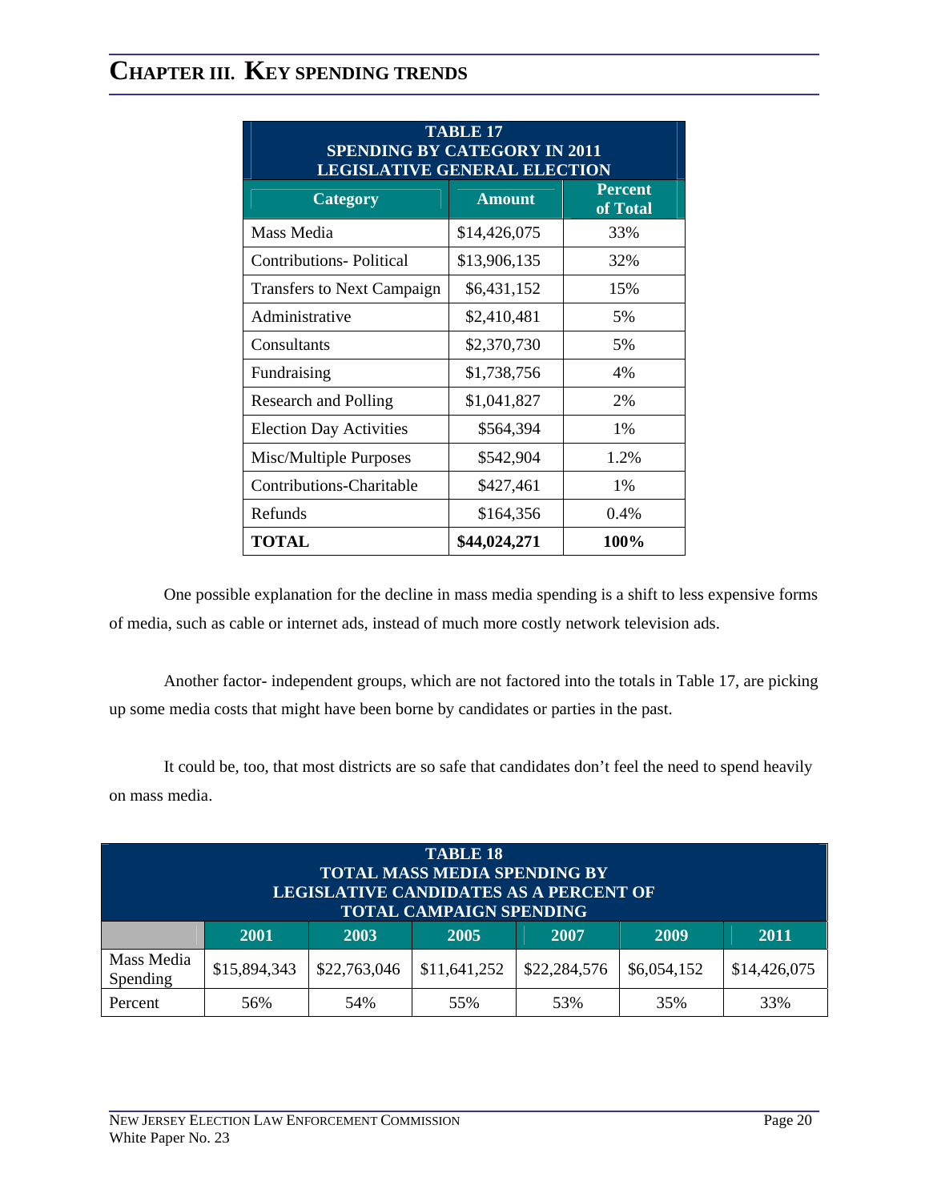# CHAPTER III. KEY SPENDING TRENDS

| TABLE 17<br>SPENDING BY CATEGORY IN 2011<br>LEGISLATIVE GENERAL ELECTION | | |
|---|---|---|
| **Category** | **Amount** | **Percent of Total** |
| Mass Media | $14,426,075 | 33% |
| Contributions- Political | $13,906,135 | 32% |
| Transfers to Next Campaign | $6,431,152 | 15% |
| Administrative | $2,410,481 | 5% |
| Consultants | $2,370,730 | 5% |
| Fundraising | $1,738,756 | 4% |
| Research and Polling | $1,041,827 | 2% |
| Election Day Activities | $564,394 | 1% |
| Misc/Multiple Purposes | $542,904 | 1.2% |
| Contributions-Charitable | $427,461 | 1% |
| Refunds | $164,356 | 0.4% |
| **TOTAL** | **$44,024,271** | **100%** |

One possible explanation for the decline in mass media spending is a shift to less expensive forms of media, such as cable or internet ads, instead of much more costly network television ads.

Another factor- independent groups, which are not factored into the totals in Table 17, are picking up some media costs that might have been borne by candidates or parties in the past.

It could be, too, that most districts are so safe that candidates don't feel the need to spend heavily on mass media.

| TABLE 18<br>TOTAL MASS MEDIA SPENDING BY<br>LEGISLATIVE CANDIDATES AS A PERCENT OF<br>TOTAL CAMPAIGN SPENDING | | | | | | |
|---|---|---|---|---|---|---|
| | **2001** | **2003** | **2005** | **2007** | **2009** | **2011** |
| Mass Media Spending | $15,894,343 | $22,763,046 | $11,641,252 | $22,284,576 | $6,054,152 | $14,426,075 |
| Percent | 56% | 54% | 55% | 53% | 35% | 33% |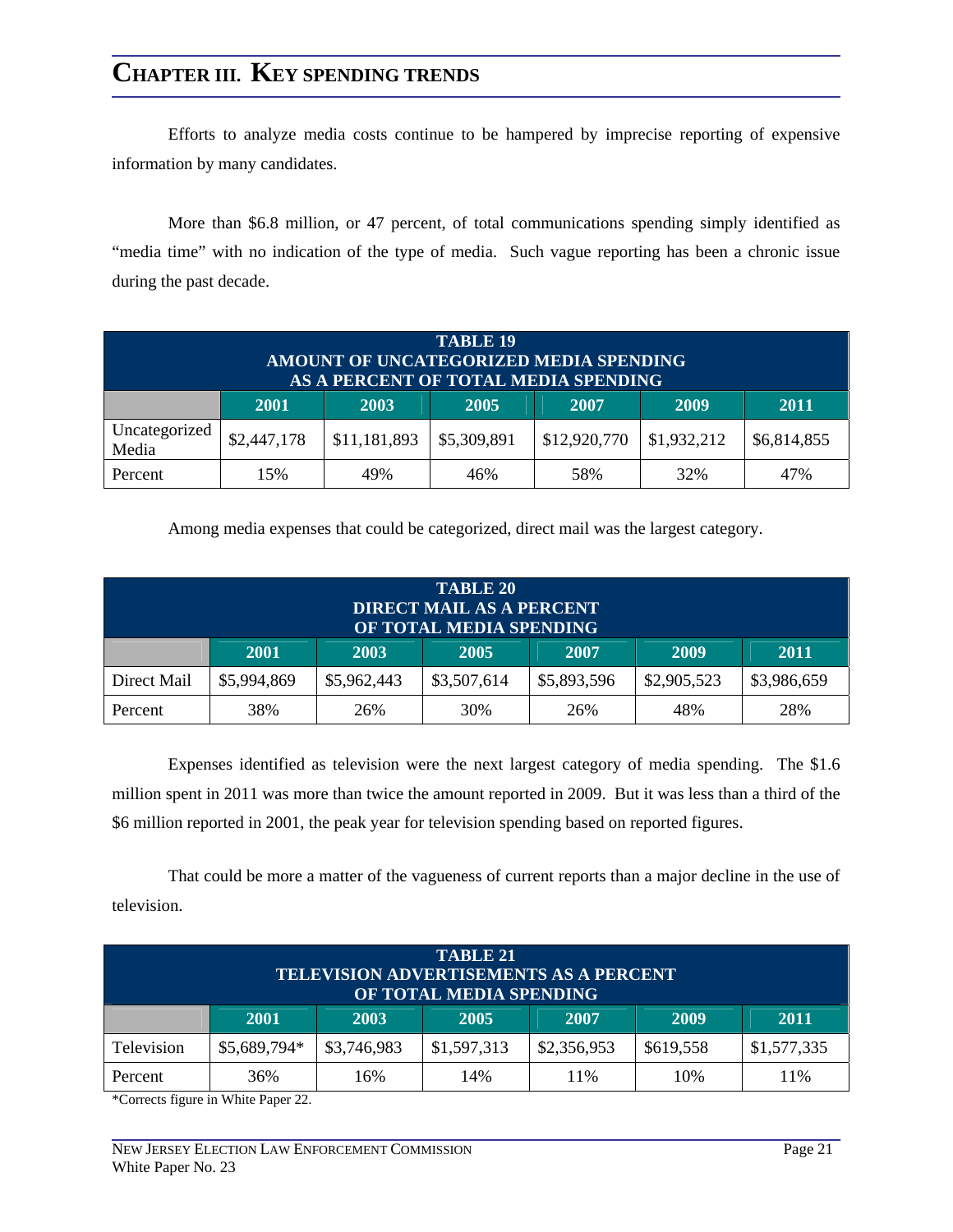# CHAPTER III. KEY SPENDING TRENDS

Efforts to analyze media costs continue to be hampered by imprecise reporting of expensive information by many candidates.

More than $6.8 million, or 47 percent, of total communications spending simply identified as "media time" with no indication of the type of media. Such vague reporting has been a chronic issue during the past decade.

| TABLE 19<br>AMOUNT OF UNCATEGORIZED MEDIA SPENDING<br>AS A PERCENT OF TOTAL MEDIA SPENDING | | | | | | |
|---|---|---|---|---|---|---|
| | 2001 | 2003 | 2005 | 2007 | 2009 | 2011 |
| Uncategorized Media | $2,447,178 | $11,181,893 | $5,309,891 | $12,920,770 | $1,932,212 | $6,814,855 |
| Percent | 15% | 49% | 46% | 58% | 32% | 47% |

Among media expenses that could be categorized, direct mail was the largest category.

| TABLE 20<br>DIRECT MAIL AS A PERCENT<br>OF TOTAL MEDIA SPENDING | | | | | | |
|---|---|---|---|---|---|---|
| | 2001 | 2003 | 2005 | 2007 | 2009 | 2011 |
| Direct Mail | $5,994,869 | $5,962,443 | $3,507,614 | $5,893,596 | $2,905,523 | $3,986,659 |
| Percent | 38% | 26% | 30% | 26% | 48% | 28% |

Expenses identified as television were the next largest category of media spending. The $1.6 million spent in 2011 was more than twice the amount reported in 2009. But it was less than a third of the $6 million reported in 2001, the peak year for television spending based on reported figures.

That could be more a matter of the vagueness of current reports than a major decline in the use of television.

| TABLE 21<br>TELEVISION ADVERTISEMENTS AS A PERCENT<br>OF TOTAL MEDIA SPENDING | | | | | | |
|---|---|---|---|---|---|---|
| | 2001 | 2003 | 2005 | 2007 | 2009 | 2011 |
| Television | $5,689,794* | $3,746,983 | $1,597,313 | $2,356,953 | $619,558 | $1,577,335 |
| Percent | 36% | 16% | 14% | 11% | 10% | 11% |

*Corrects figure in White Paper 22.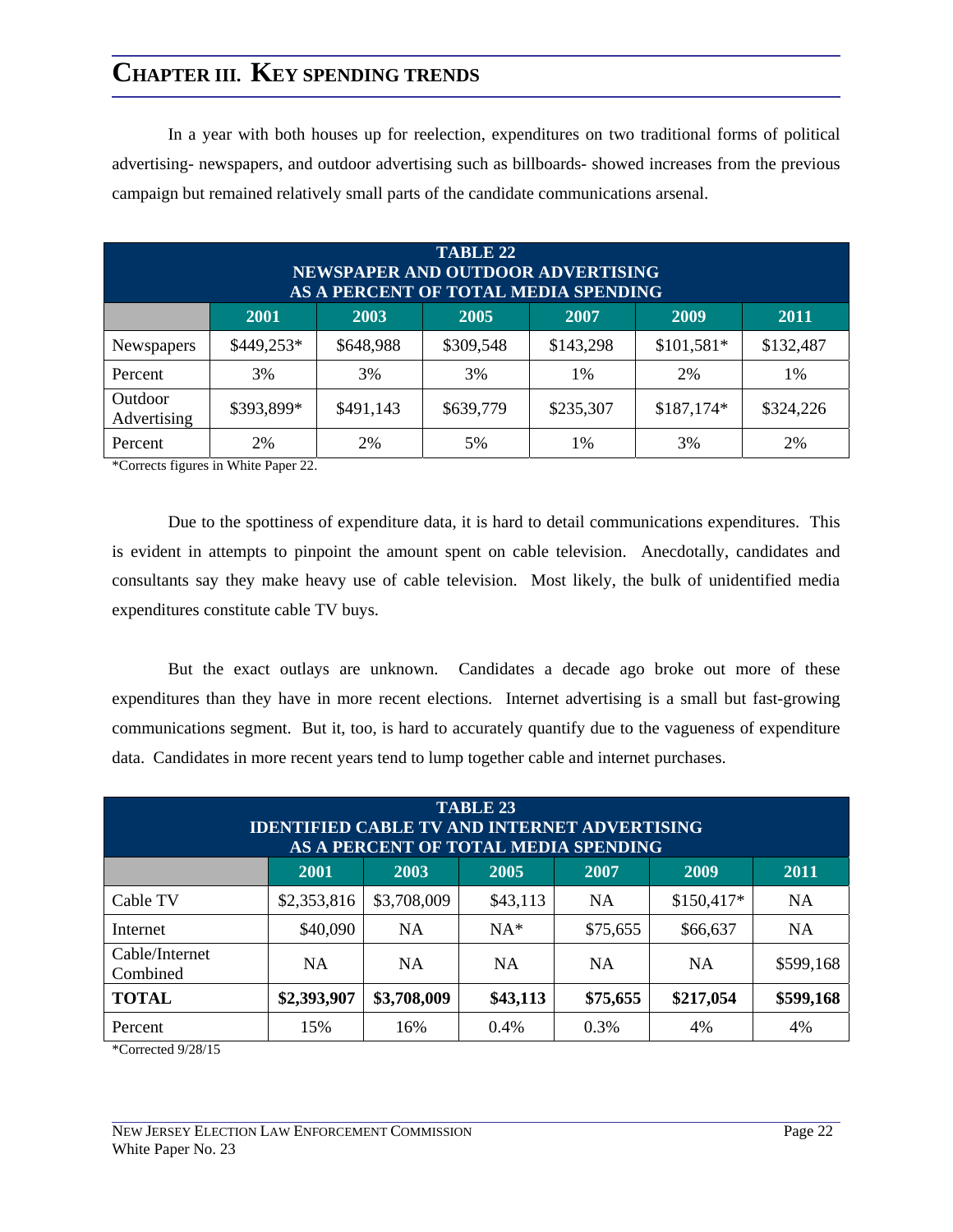# CHAPTER III. KEY SPENDING TRENDS

In a year with both houses up for reelection, expenditures on two traditional forms of political advertising- newspapers, and outdoor advertising such as billboards- showed increases from the previous campaign but remained relatively small parts of the candidate communications arsenal.

**TABLE 22**
**NEWSPAPER AND OUTDOOR ADVERTISING AS A PERCENT OF TOTAL MEDIA SPENDING**

| | 2001 | 2003 | 2005 | 2007 | 2009 | 2011 |
|---|---|---|---|---|---|---|
| Newspapers | $449,253* | $648,988 | $309,548 | $143,298 | $101,581* | $132,487 |
| Percent | 3% | 3% | 3% | 1% | 2% | 1% |
| Outdoor Advertising | $393,899* | $491,143 | $639,779 | $235,307 | $187,174* | $324,226 |
| Percent | 2% | 2% | 5% | 1% | 3% | 2% |

*Corrects figures in White Paper 22.

Due to the spottiness of expenditure data, it is hard to detail communications expenditures. This is evident in attempts to pinpoint the amount spent on cable television. Anecdotally, candidates and consultants say they make heavy use of cable television. Most likely, the bulk of unidentified media expenditures constitute cable TV buys.

But the exact outlays are unknown. Candidates a decade ago broke out more of these expenditures than they have in more recent elections. Internet advertising is a small but fast-growing communications segment. But it, too, is hard to accurately quantify due to the vagueness of expenditure data. Candidates in more recent years tend to lump together cable and internet purchases.

**TABLE 23**
**IDENTIFIED CABLE TV AND INTERNET ADVERTISING AS A PERCENT OF TOTAL MEDIA SPENDING**

| | 2001 | 2003 | 2005 | 2007 | 2009 | 2011 |
|---|---|---|---|---|---|---|
| Cable TV | $2,353,816 | $3,708,009 | $43,113 | NA | $150,417* | NA |
| Internet | $40,090 | NA | NA* | $75,655 | $66,637 | NA |
| Cable/Internet Combined | NA | NA | NA | NA | NA | $599,168 |
| **TOTAL** | **$2,393,907** | **$3,708,009** | **$43,113** | **$75,655** | **$217,054** | **$599,168** |
| Percent | 15% | 16% | 0.4% | 0.3% | 4% | 4% |

*Corrected 9/28/15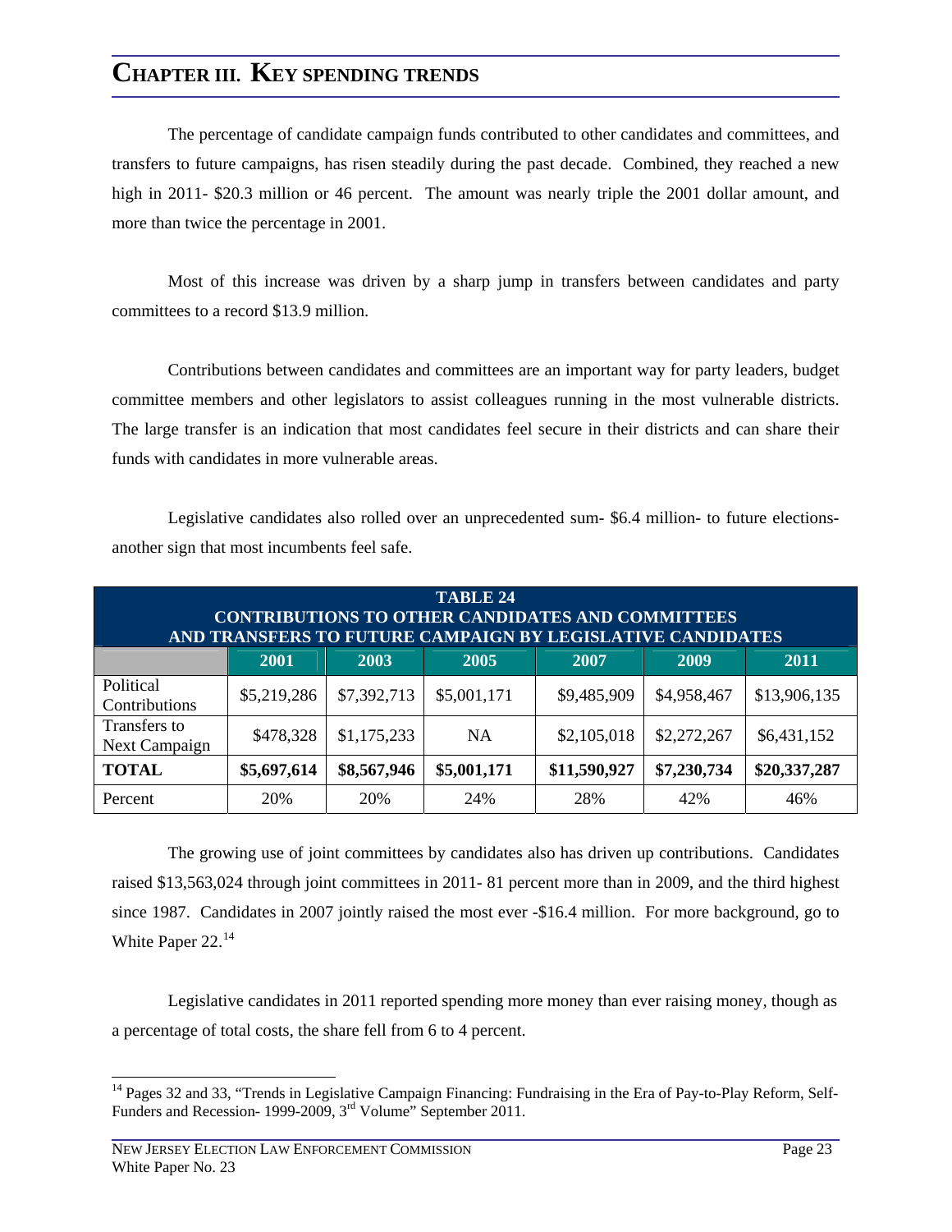# CHAPTER III. KEY SPENDING TRENDS

The percentage of candidate campaign funds contributed to other candidates and committees, and transfers to future campaigns, has risen steadily during the past decade. Combined, they reached a new high in 2011- $20.3 million or 46 percent. The amount was nearly triple the 2001 dollar amount, and more than twice the percentage in 2001.

Most of this increase was driven by a sharp jump in transfers between candidates and party committees to a record $13.9 million.

Contributions between candidates and committees are an important way for party leaders, budget committee members and other legislators to assist colleagues running in the most vulnerable districts. The large transfer is an indication that most candidates feel secure in their districts and can share their funds with candidates in more vulnerable areas.

Legislative candidates also rolled over an unprecedented sum- $6.4 million- to future elections- another sign that most incumbents feel safe.

**TABLE 24**
**CONTRIBUTIONS TO OTHER CANDIDATES AND COMMITTEES AND TRANSFERS TO FUTURE CAMPAIGN BY LEGISLATIVE CANDIDATES**

| | 2001 | 2003 | 2005 | 2007 | 2009 | 2011 |
|---|---|---|---|---|---|---|
| Political Contributions | $5,219,286 | $7,392,713 | $5,001,171 | $9,485,909 | $4,958,467 | $13,906,135 |
| Transfers to Next Campaign | $478,328 | $1,175,233 | NA | $2,105,018 | $2,272,267 | $6,431,152 |
| **TOTAL** | **$5,697,614** | **$8,567,946** | **$5,001,171** | **$11,590,927** | **$7,230,734** | **$20,337,287** |
| Percent | 20% | 20% | 24% | 28% | 42% | 46% |

The growing use of joint committees by candidates also has driven up contributions. Candidates raised $13,563,024 through joint committees in 2011- 81 percent more than in 2009, and the third highest since 1987. Candidates in 2007 jointly raised the most ever -$16.4 million. For more background, go to White Paper 22.[14]

Legislative candidates in 2011 reported spending more money than ever raising money, though as a percentage of total costs, the share fell from 6 to 4 percent.

---

[14] Pages 32 and 33, "Trends in Legislative Campaign Financing: Fundraising in the Era of Pay-to-Play Reform, Self-Funders and Recession- 1999-2009, 3rd Volume" September 2011.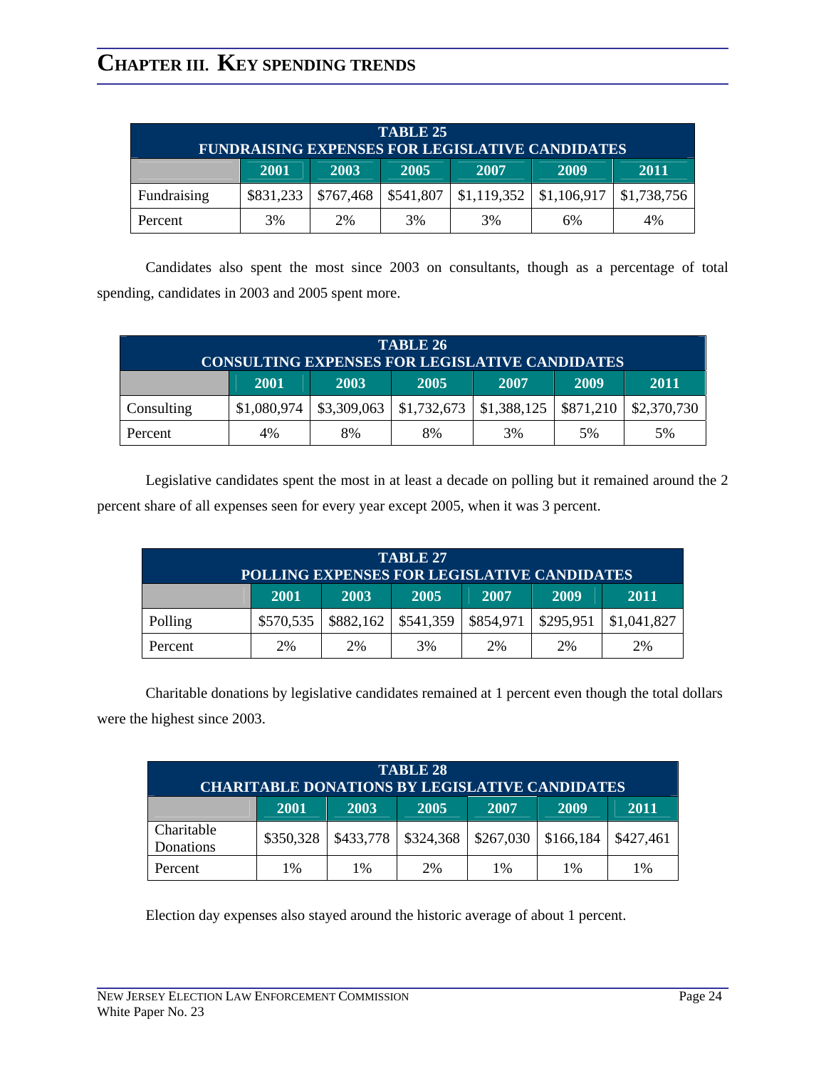| TABLE 25 FUNDRAISING EXPENSES FOR LEGISLATIVE CANDIDATES | | | | | | |
|---|---|---|---|---|---|---|
| | 2001 | 2003 | 2005 | 2007 | 2009 | 2011 |
| Fundraising | $831,233 | $767,468 | $541,807 | $1,119,352 | $1,106,917 | $1,738,756 |
| Percent | 3% | 2% | 3% | 3% | 6% | 4% |

Candidates also spent the most since 2003 on consultants, though as a percentage of total spending, candidates in 2003 and 2005 spent more.

| TABLE 26 CONSULTING EXPENSES FOR LEGISLATIVE CANDIDATES | | | | | | |
|---|---|---|---|---|---|---|
| | 2001 | 2003 | 2005 | 2007 | 2009 | 2011 |
| Consulting | $1,080,974 | $3,309,063 | $1,732,673 | $1,388,125 | $871,210 | $2,370,730 |
| Percent | 4% | 8% | 8% | 3% | 5% | 5% |

Legislative candidates spent the most in at least a decade on polling but it remained around the 2 percent share of all expenses seen for every year except 2005, when it was 3 percent.

| TABLE 27 POLLING EXPENSES FOR LEGISLATIVE CANDIDATES | | | | | | |
|---|---|---|---|---|---|---|
| | 2001 | 2003 | 2005 | 2007 | 2009 | 2011 |
| Polling | $570,535 | $882,162 | $541,359 | $854,971 | $295,951 | $1,041,827 |
| Percent | 2% | 2% | 3% | 2% | 2% | 2% |

Charitable donations by legislative candidates remained at 1 percent even though the total dollars were the highest since 2003.

| TABLE 28 CHARITABLE DONATIONS BY LEGISLATIVE CANDIDATES | | | | | | |
|---|---|---|---|---|---|---|
| | 2001 | 2003 | 2005 | 2007 | 2009 | 2011 |
| Charitable Donations | $350,328 | $433,778 | $324,368 | $267,030 | $166,184 | $427,461 |
| Percent | 1% | 1% | 2% | 1% | 1% | 1% |

Election day expenses also stayed around the historic average of about 1 percent.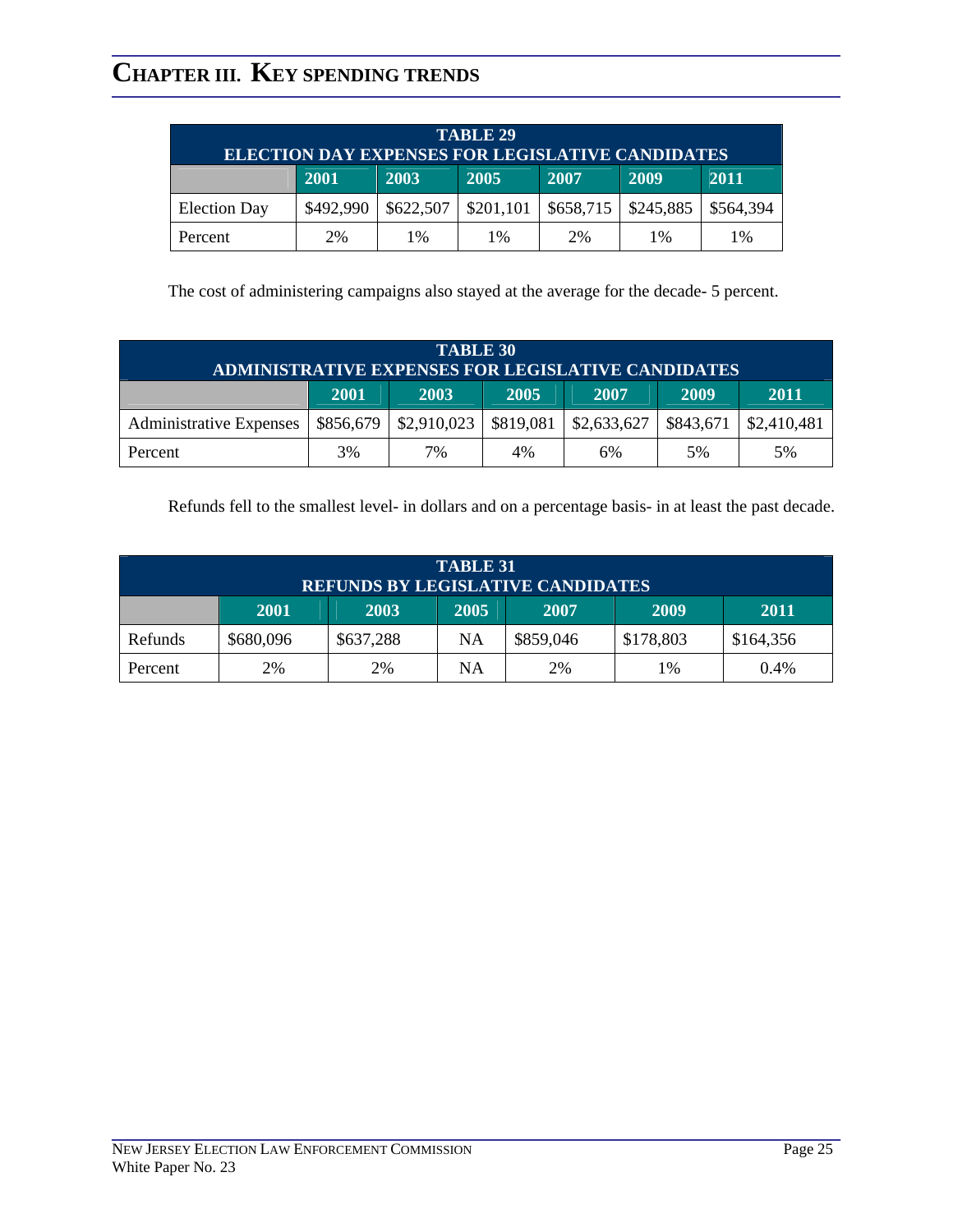| TABLE 29 ELECTION DAY EXPENSES FOR LEGISLATIVE CANDIDATES | | | | | | |
|---|---|---|---|---|---|---|
| | 2001 | 2003 | 2005 | 2007 | 2009 | 2011 |
| Election Day | $492,990 | $622,507 | $201,101 | $658,715 | $245,885 | $564,394 |
| Percent | 2% | 1% | 1% | 2% | 1% | 1% |

The cost of administering campaigns also stayed at the average for the decade- 5 percent.

| TABLE 30 ADMINISTRATIVE EXPENSES FOR LEGISLATIVE CANDIDATES | | | | | | |
|---|---|---|---|---|---|---|
| | 2001 | 2003 | 2005 | 2007 | 2009 | 2011 |
| Administrative Expenses | $856,679 | $2,910,023 | $819,081 | $2,633,627 | $843,671 | $2,410,481 |
| Percent | 3% | 7% | 4% | 6% | 5% | 5% |

Refunds fell to the smallest level- in dollars and on a percentage basis- in at least the past decade.

| TABLE 31 REFUNDS BY LEGISLATIVE CANDIDATES | | | | | | |
|---|---|---|---|---|---|---|
| | 2001 | 2003 | 2005 | 2007 | 2009 | 2011 |
| Refunds | $680,096 | $637,288 | NA | $859,046 | $178,803 | $164,356 |
| Percent | 2% | 2% | NA | 2% | 1% | 0.4% |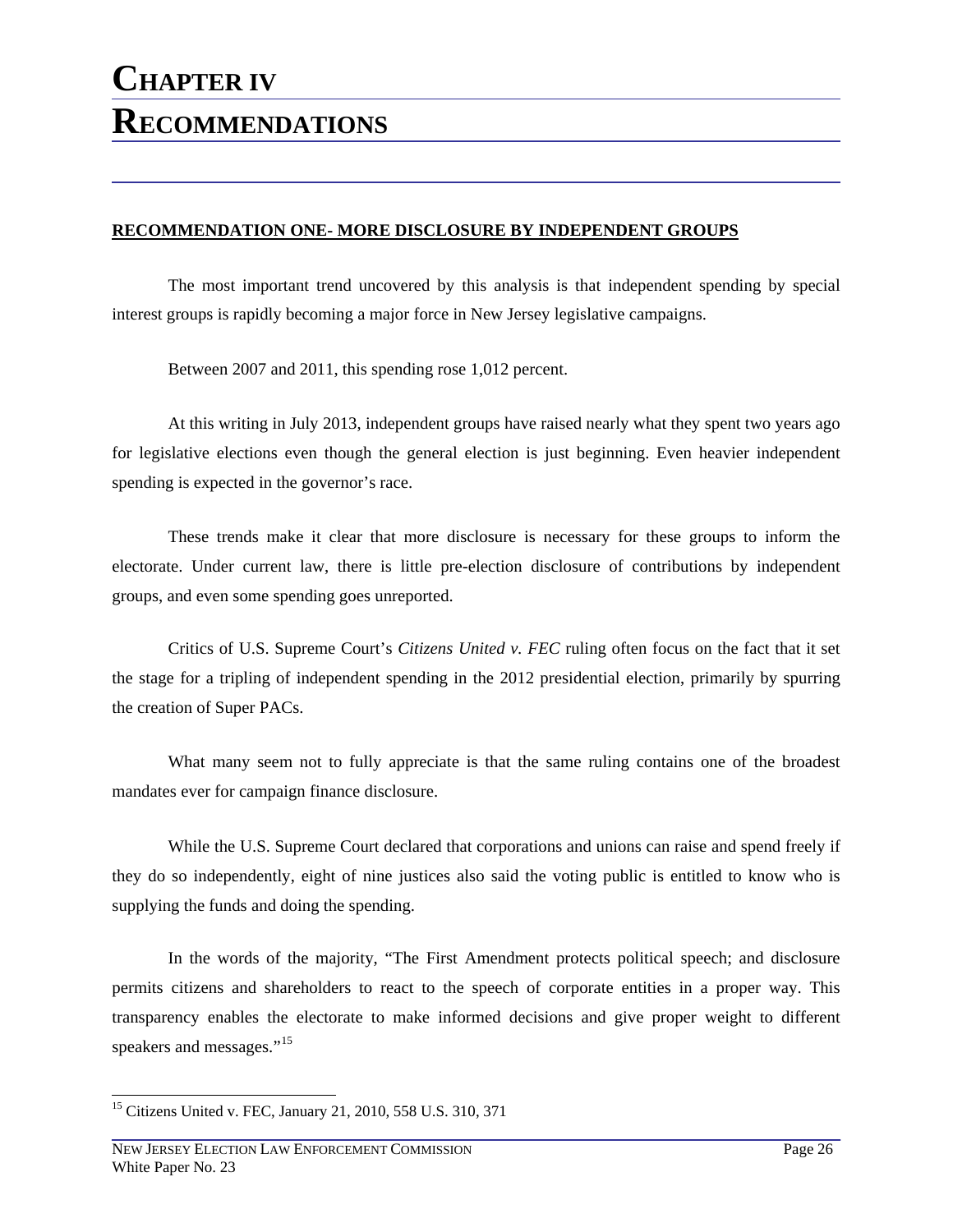# CHAPTER IV
# RECOMMENDATIONS

**RECOMMENDATION ONE- MORE DISCLOSURE BY INDEPENDENT GROUPS**

The most important trend uncovered by this analysis is that independent spending by special interest groups is rapidly becoming a major force in New Jersey legislative campaigns.

Between 2007 and 2011, this spending rose 1,012 percent.

At this writing in July 2013, independent groups have raised nearly what they spent two years ago for legislative elections even though the general election is just beginning. Even heavier independent spending is expected in the governor's race.

These trends make it clear that more disclosure is necessary for these groups to inform the electorate. Under current law, there is little pre-election disclosure of contributions by independent groups, and even some spending goes unreported.

Critics of U.S. Supreme Court's *Citizens United v. FEC* ruling often focus on the fact that it set the stage for a tripling of independent spending in the 2012 presidential election, primarily by spurring the creation of Super PACs.

What many seem not to fully appreciate is that the same ruling contains one of the broadest mandates ever for campaign finance disclosure.

While the U.S. Supreme Court declared that corporations and unions can raise and spend freely if they do so independently, eight of nine justices also said the voting public is entitled to know who is supplying the funds and doing the spending.

In the words of the majority, "The First Amendment protects political speech; and disclosure permits citizens and shareholders to react to the speech of corporate entities in a proper way. This transparency enables the electorate to make informed decisions and give proper weight to different speakers and messages."[15]

[15] Citizens United v. FEC, January 21, 2010, 558 U.S. 310, 371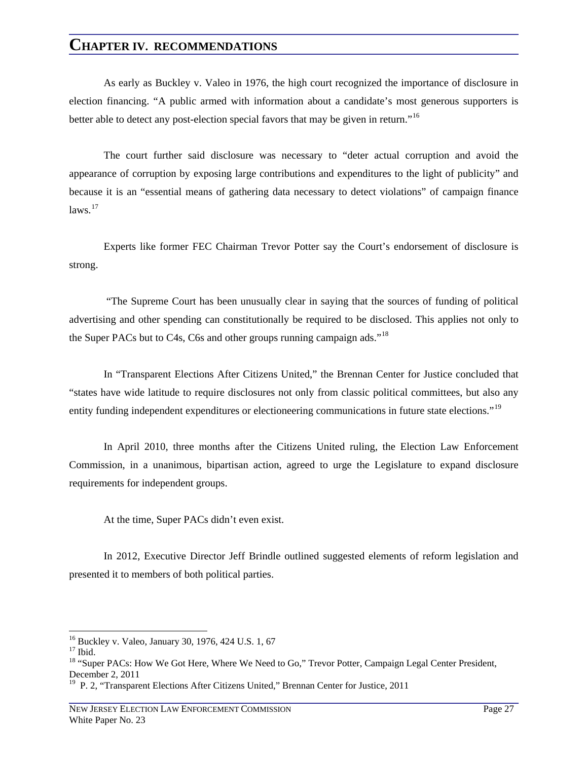# CHAPTER IV. RECOMMENDATIONS

As early as Buckley v. Valeo in 1976, the high court recognized the importance of disclosure in election financing. "A public armed with information about a candidate's most generous supporters is better able to detect any post-election special favors that may be given in return."[16]

The court further said disclosure was necessary to "deter actual corruption and avoid the appearance of corruption by exposing large contributions and expenditures to the light of publicity" and because it is an "essential means of gathering data necessary to detect violations" of campaign finance laws.[17]

Experts like former FEC Chairman Trevor Potter say the Court's endorsement of disclosure is strong.

"The Supreme Court has been unusually clear in saying that the sources of funding of political advertising and other spending can constitutionally be required to be disclosed. This applies not only to the Super PACs but to C4s, C6s and other groups running campaign ads."[18]

In "Transparent Elections After Citizens United," the Brennan Center for Justice concluded that "states have wide latitude to require disclosures not only from classic political committees, but also any entity funding independent expenditures or electioneering communications in future state elections."[19]

In April 2010, three months after the Citizens United ruling, the Election Law Enforcement Commission, in a unanimous, bipartisan action, agreed to urge the Legislature to expand disclosure requirements for independent groups.

At the time, Super PACs didn't even exist.

In 2012, Executive Director Jeff Brindle outlined suggested elements of reform legislation and presented it to members of both political parties.

---

[16] Buckley v. Valeo, January 30, 1976, 424 U.S. 1, 67

[17] Ibid.

[18] "Super PACs: How We Got Here, Where We Need to Go," Trevor Potter, Campaign Legal Center President, December 2, 2011

[19] P. 2, "Transparent Elections After Citizens United," Brennan Center for Justice, 2011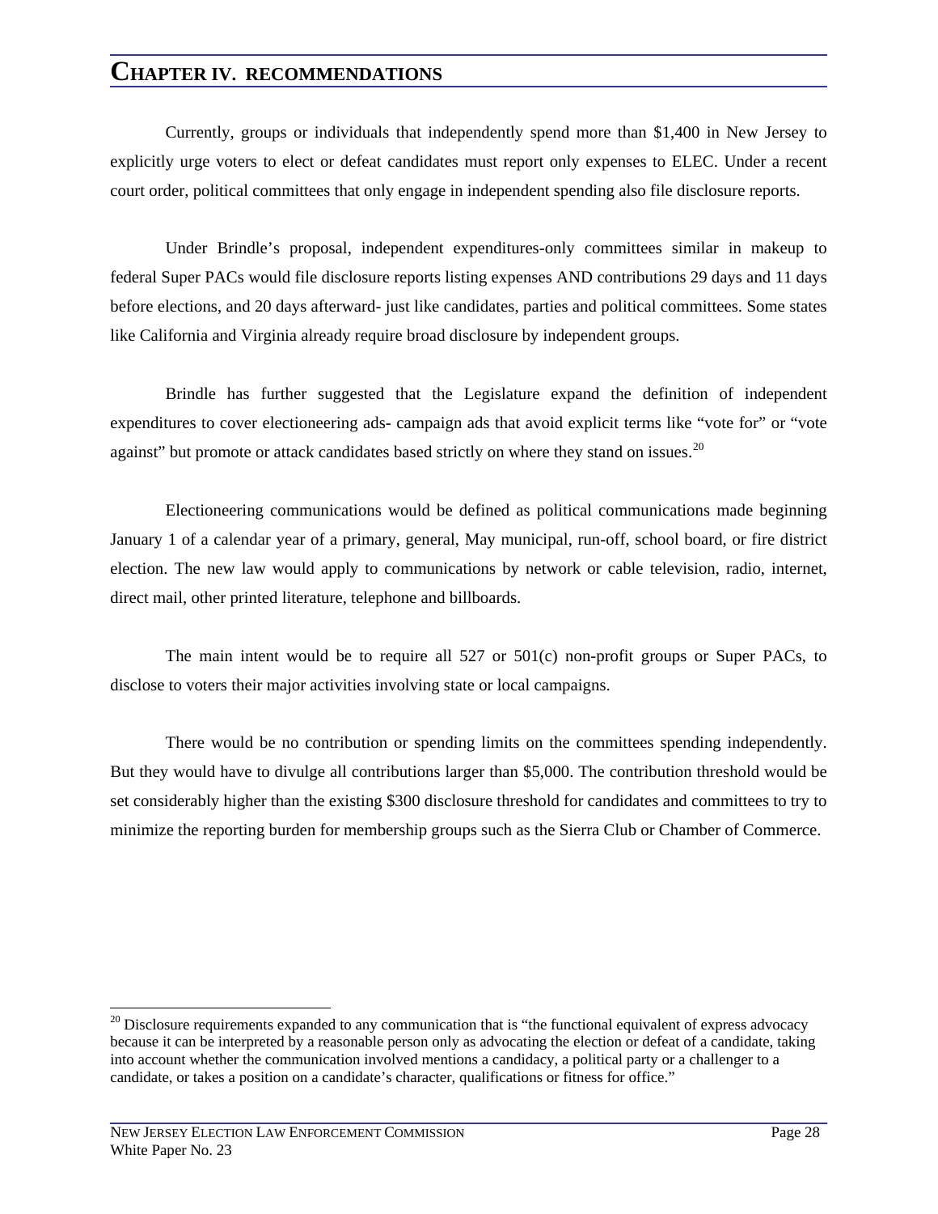# CHAPTER IV. RECOMMENDATIONS

Currently, groups or individuals that independently spend more than $1,400 in New Jersey to explicitly urge voters to elect or defeat candidates must report only expenses to ELEC. Under a recent court order, political committees that only engage in independent spending also file disclosure reports.

Under Brindle's proposal, independent expenditures-only committees similar in makeup to federal Super PACs would file disclosure reports listing expenses AND contributions 29 days and 11 days before elections, and 20 days afterward- just like candidates, parties and political committees. Some states like California and Virginia already require broad disclosure by independent groups.

Brindle has further suggested that the Legislature expand the definition of independent expenditures to cover electioneering ads- campaign ads that avoid explicit terms like "vote for" or "vote against" but promote or attack candidates based strictly on where they stand on issues.[20]

Electioneering communications would be defined as political communications made beginning January 1 of a calendar year of a primary, general, May municipal, run-off, school board, or fire district election. The new law would apply to communications by network or cable television, radio, internet, direct mail, other printed literature, telephone and billboards.

The main intent would be to require all 527 or 501(c) non-profit groups or Super PACs, to disclose to voters their major activities involving state or local campaigns.

There would be no contribution or spending limits on the committees spending independently. But they would have to divulge all contributions larger than $5,000. The contribution threshold would be set considerably higher than the existing $300 disclosure threshold for candidates and committees to try to minimize the reporting burden for membership groups such as the Sierra Club or Chamber of Commerce.

---

[20] Disclosure requirements expanded to any communication that is "the functional equivalent of express advocacy because it can be interpreted by a reasonable person only as advocating the election or defeat of a candidate, taking into account whether the communication involved mentions a candidacy, a political party or a challenger to a candidate, or takes a position on a candidate's character, qualifications or fitness for office."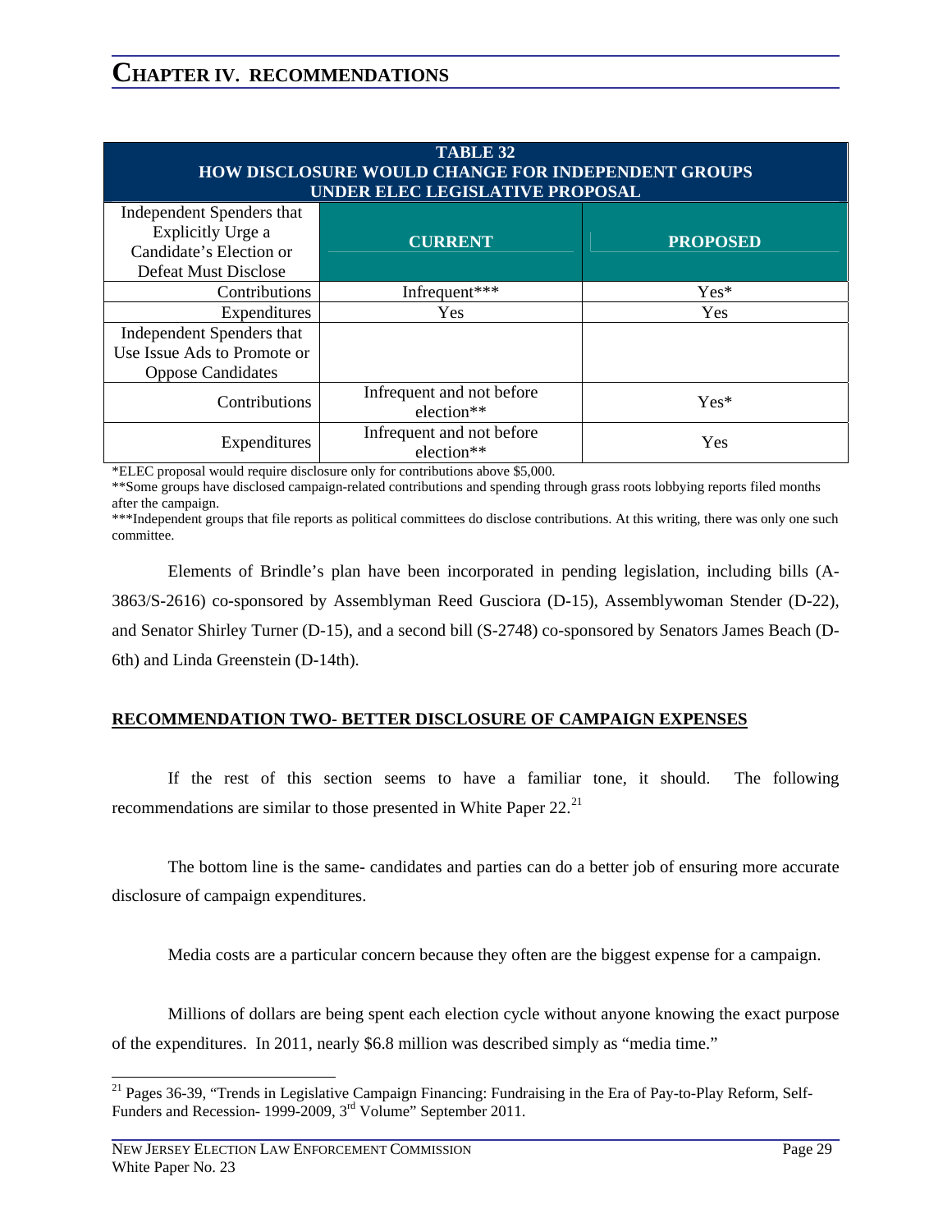# CHAPTER IV. RECOMMENDATIONS

**TABLE 32**
**HOW DISCLOSURE WOULD CHANGE FOR INDEPENDENT GROUPS UNDER ELEC LEGISLATIVE PROPOSAL**

| Independent Spenders that Explicitly Urge a Candidate's Election or Defeat Must Disclose | CURRENT | PROPOSED |
|---|---|---|
| Contributions | Infrequent*** | Yes* |
| Expenditures | Yes | Yes |
| Independent Spenders that Use Issue Ads to Promote or Oppose Candidates | | |
| Contributions | Infrequent and not before election** | Yes* |
| Expenditures | Infrequent and not before election** | Yes |

*ELEC proposal would require disclosure only for contributions above $5,000.
**Some groups have disclosed campaign-related contributions and spending through grass roots lobbying reports filed months after the campaign.
***Independent groups that file reports as political committees do disclose contributions. At this writing, there was only one such committee.

Elements of Brindle's plan have been incorporated in pending legislation, including bills (A-3863/S-2616) co-sponsored by Assemblyman Reed Gusciora (D-15), Assemblywoman Stender (D-22), and Senator Shirley Turner (D-15), and a second bill (S-2748) co-sponsored by Senators James Beach (D-6th) and Linda Greenstein (D-14th).

**RECOMMENDATION TWO- BETTER DISCLOSURE OF CAMPAIGN EXPENSES**

If the rest of this section seems to have a familiar tone, it should. The following recommendations are similar to those presented in White Paper 22.[21]

The bottom line is the same- candidates and parties can do a better job of ensuring more accurate disclosure of campaign expenditures.

Media costs are a particular concern because they often are the biggest expense for a campaign.

Millions of dollars are being spent each election cycle without anyone knowing the exact purpose of the expenditures. In 2011, nearly $6.8 million was described simply as "media time."

[21] Pages 36-39, "Trends in Legislative Campaign Financing: Fundraising in the Era of Pay-to-Play Reform, Self-Funders and Recession- 1999-2009, 3rd Volume" September 2011.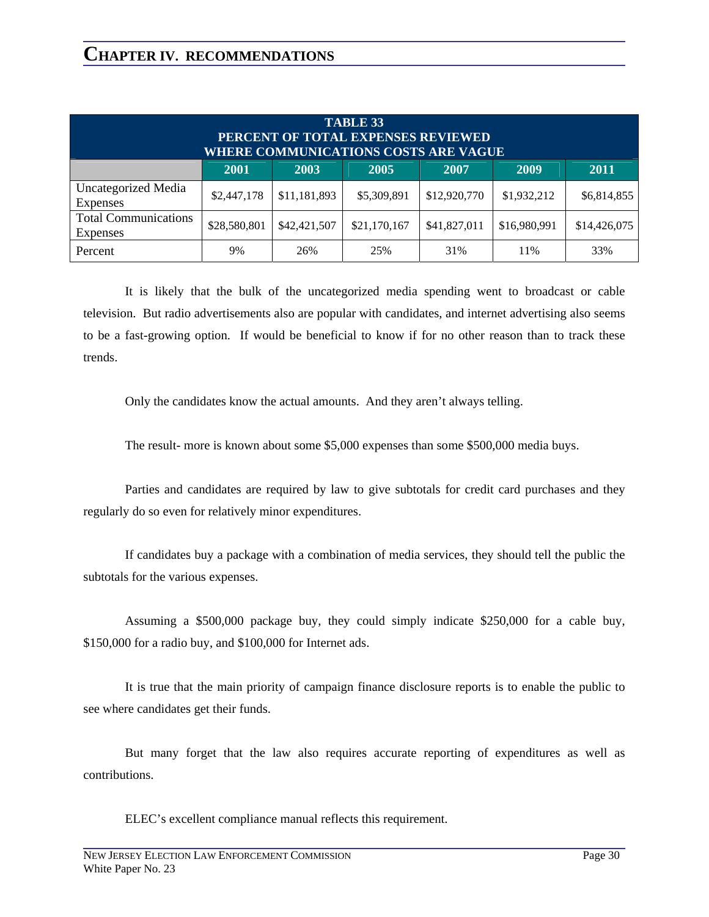## CHAPTER IV. RECOMMENDATIONS

| TABLE 33<br>PERCENT OF TOTAL EXPENSES REVIEWED<br>WHERE COMMUNICATIONS COSTS ARE VAGUE | | | | | | |
|---|---|---|---|---|---|---|
| | 2001 | 2003 | 2005 | 2007 | 2009 | 2011 |
| Uncategorized Media Expenses | $2,447,178 | $11,181,893 | $5,309,891 | $12,920,770 | $1,932,212 | $6,814,855 |
| Total Communications Expenses | $28,580,801 | $42,421,507 | $21,170,167 | $41,827,011 | $16,980,991 | $14,426,075 |
| Percent | 9% | 26% | 25% | 31% | 11% | 33% |

It is likely that the bulk of the uncategorized media spending went to broadcast or cable television. But radio advertisements also are popular with candidates, and internet advertising also seems to be a fast-growing option. If would be beneficial to know if for no other reason than to track these trends.

Only the candidates know the actual amounts. And they aren't always telling.

The result- more is known about some $5,000 expenses than some $500,000 media buys.

Parties and candidates are required by law to give subtotals for credit card purchases and they regularly do so even for relatively minor expenditures.

If candidates buy a package with a combination of media services, they should tell the public the subtotals for the various expenses.

Assuming a $500,000 package buy, they could simply indicate $250,000 for a cable buy, $150,000 for a radio buy, and $100,000 for Internet ads.

It is true that the main priority of campaign finance disclosure reports is to enable the public to see where candidates get their funds.

But many forget that the law also requires accurate reporting of expenditures as well as contributions.

ELEC's excellent compliance manual reflects this requirement.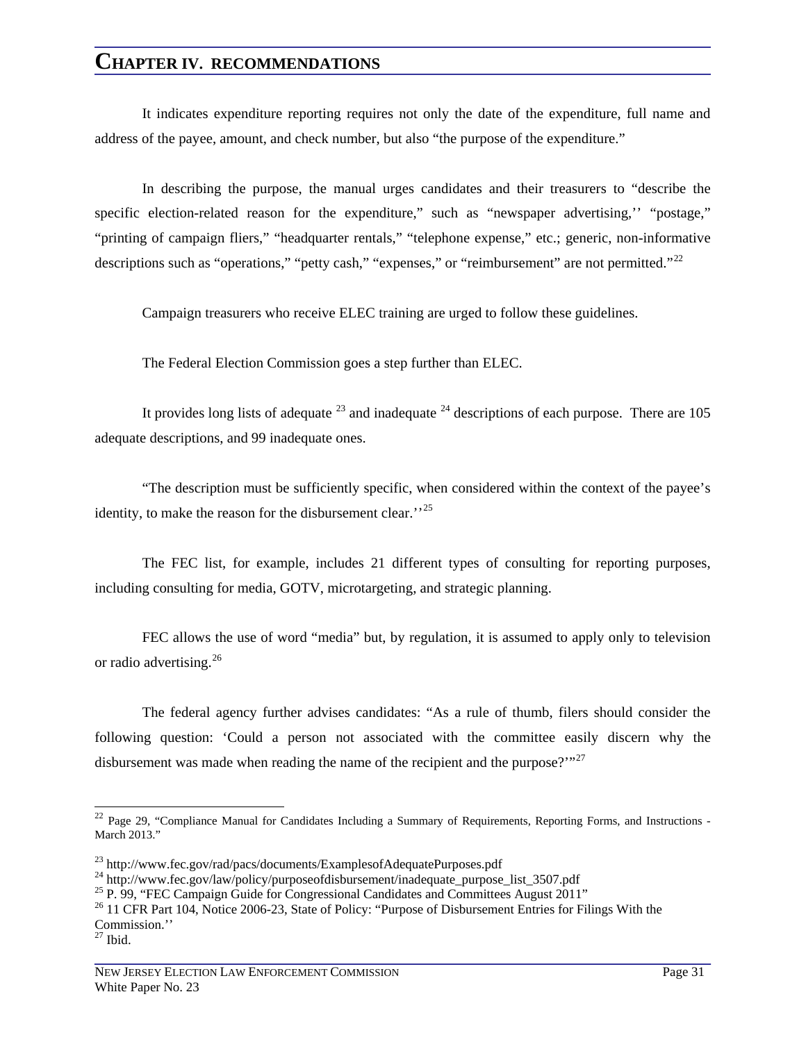## Chapter IV. Recommendations

It indicates expenditure reporting requires not only the date of the expenditure, full name and address of the payee, amount, and check number, but also "the purpose of the expenditure."

In describing the purpose, the manual urges candidates and their treasurers to "describe the specific election-related reason for the expenditure," such as "newspaper advertising,'' "postage," "printing of campaign fliers," "headquarter rentals," "telephone expense," etc.; generic, non-informative descriptions such as "operations," "petty cash," "expenses," or "reimbursement" are not permitted."[22]

Campaign treasurers who receive ELEC training are urged to follow these guidelines.

The Federal Election Commission goes a step further than ELEC.

It provides long lists of adequate [23] and inadequate [24] descriptions of each purpose. There are 105 adequate descriptions, and 99 inadequate ones.

"The description must be sufficiently specific, when considered within the context of the payee's identity, to make the reason for the disbursement clear.''[25]

The FEC list, for example, includes 21 different types of consulting for reporting purposes, including consulting for media, GOTV, microtargeting, and strategic planning.

FEC allows the use of word "media" but, by regulation, it is assumed to apply only to television or radio advertising.[26]

The federal agency further advises candidates: "As a rule of thumb, filers should consider the following question: 'Could a person not associated with the committee easily discern why the disbursement was made when reading the name of the recipient and the purpose?''"[27]

---

[22] Page 29, "Compliance Manual for Candidates Including a Summary of Requirements, Reporting Forms, and Instructions - March 2013."

[23] http://www.fec.gov/rad/pacs/documents/ExamplesofAdequatePurposes.pdf
[24] http://www.fec.gov/law/policy/purposeofdisbursement/inadequate_purpose_list_3507.pdf
[25] P. 99, "FEC Campaign Guide for Congressional Candidates and Committees August 2011"
[26] 11 CFR Part 104, Notice 2006-23, State of Policy: "Purpose of Disbursement Entries for Filings With the Commission.''
[27] Ibid.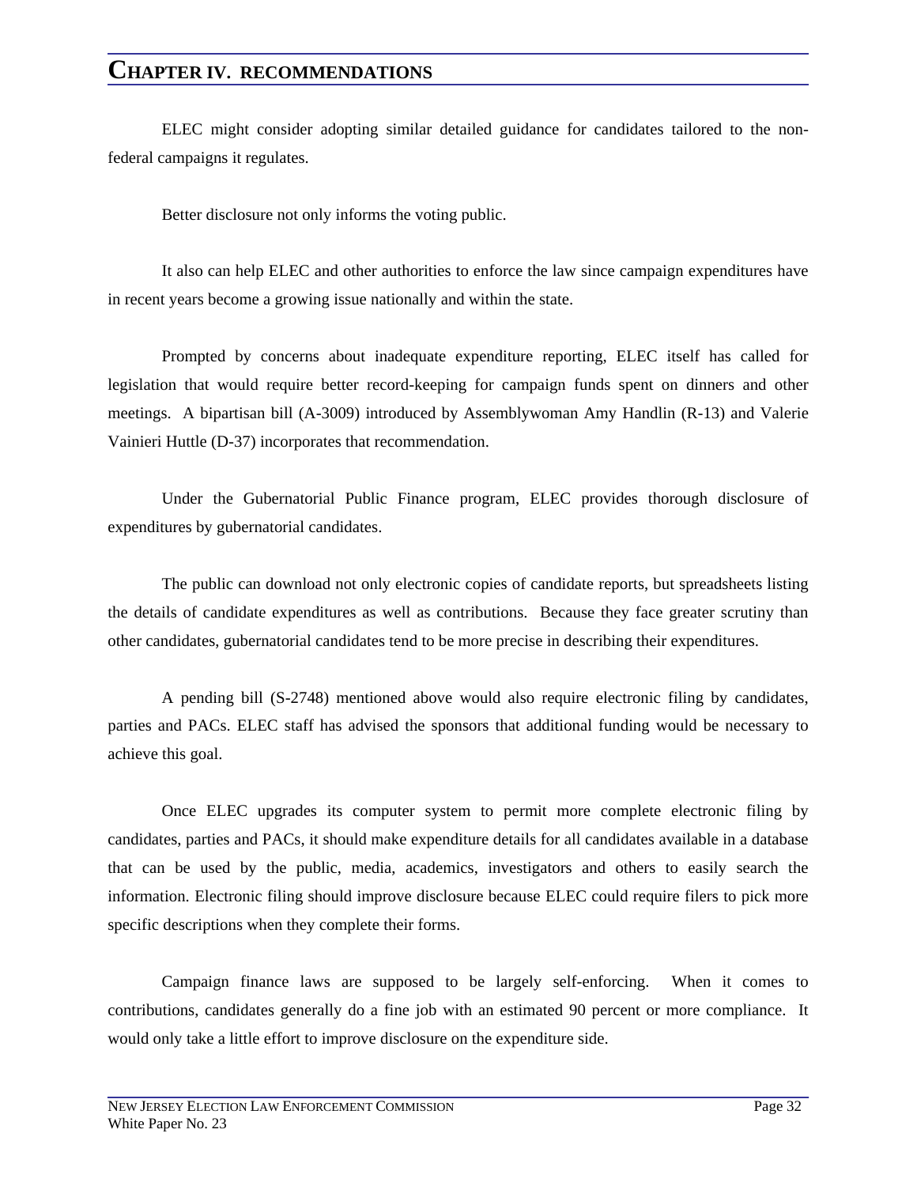# CHAPTER IV. RECOMMENDATIONS

ELEC might consider adopting similar detailed guidance for candidates tailored to the non-federal campaigns it regulates.

Better disclosure not only informs the voting public.

It also can help ELEC and other authorities to enforce the law since campaign expenditures have in recent years become a growing issue nationally and within the state.

Prompted by concerns about inadequate expenditure reporting, ELEC itself has called for legislation that would require better record-keeping for campaign funds spent on dinners and other meetings. A bipartisan bill (A-3009) introduced by Assemblywoman Amy Handlin (R-13) and Valerie Vainieri Huttle (D-37) incorporates that recommendation.

Under the Gubernatorial Public Finance program, ELEC provides thorough disclosure of expenditures by gubernatorial candidates.

The public can download not only electronic copies of candidate reports, but spreadsheets listing the details of candidate expenditures as well as contributions. Because they face greater scrutiny than other candidates, gubernatorial candidates tend to be more precise in describing their expenditures.

A pending bill (S-2748) mentioned above would also require electronic filing by candidates, parties and PACs. ELEC staff has advised the sponsors that additional funding would be necessary to achieve this goal.

Once ELEC upgrades its computer system to permit more complete electronic filing by candidates, parties and PACs, it should make expenditure details for all candidates available in a database that can be used by the public, media, academics, investigators and others to easily search the information. Electronic filing should improve disclosure because ELEC could require filers to pick more specific descriptions when they complete their forms.

Campaign finance laws are supposed to be largely self-enforcing. When it comes to contributions, candidates generally do a fine job with an estimated 90 percent or more compliance. It would only take a little effort to improve disclosure on the expenditure side.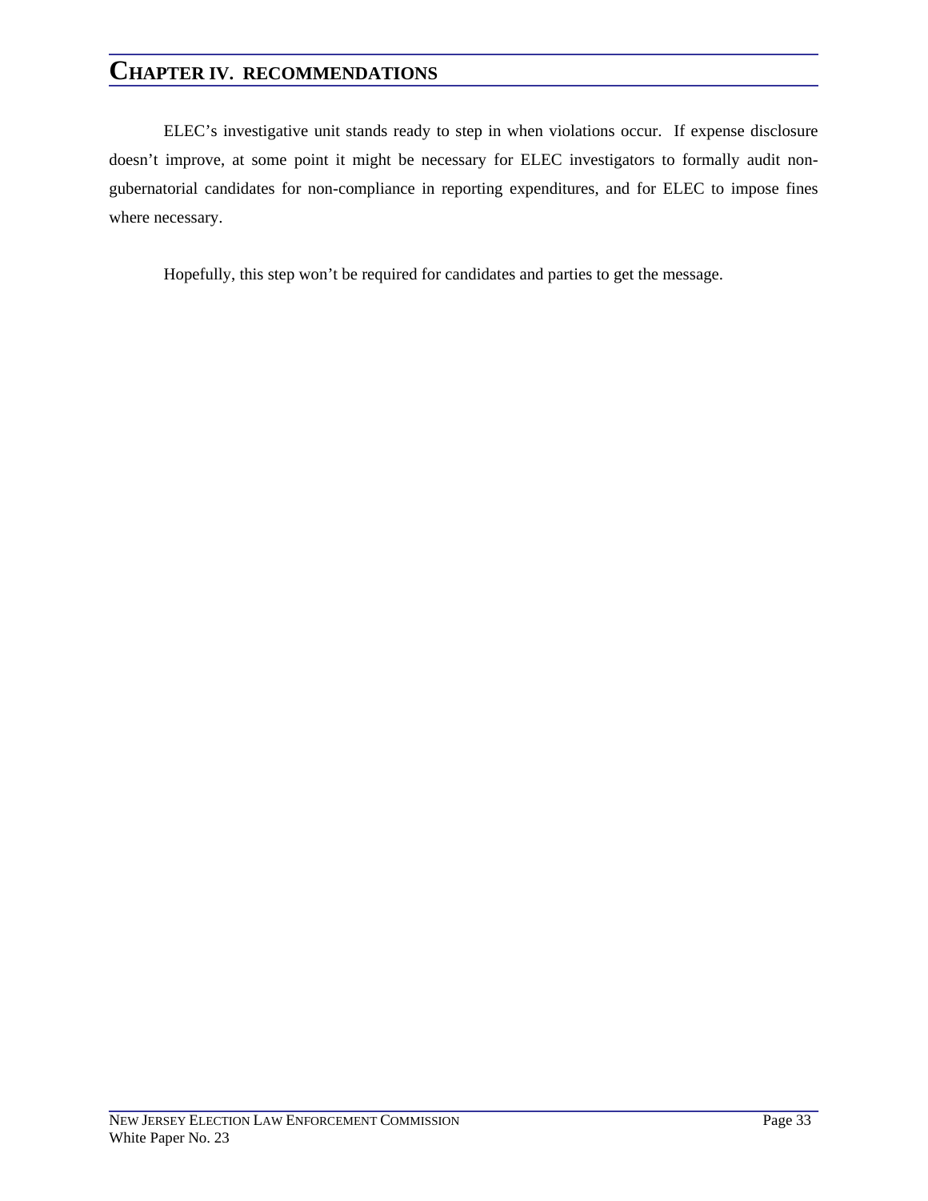# CHAPTER IV. RECOMMENDATIONS

ELEC's investigative unit stands ready to step in when violations occur. If expense disclosure doesn't improve, at some point it might be necessary for ELEC investigators to formally audit non-gubernatorial candidates for non-compliance in reporting expenditures, and for ELEC to impose fines where necessary.

Hopefully, this step won't be required for candidates and parties to get the message.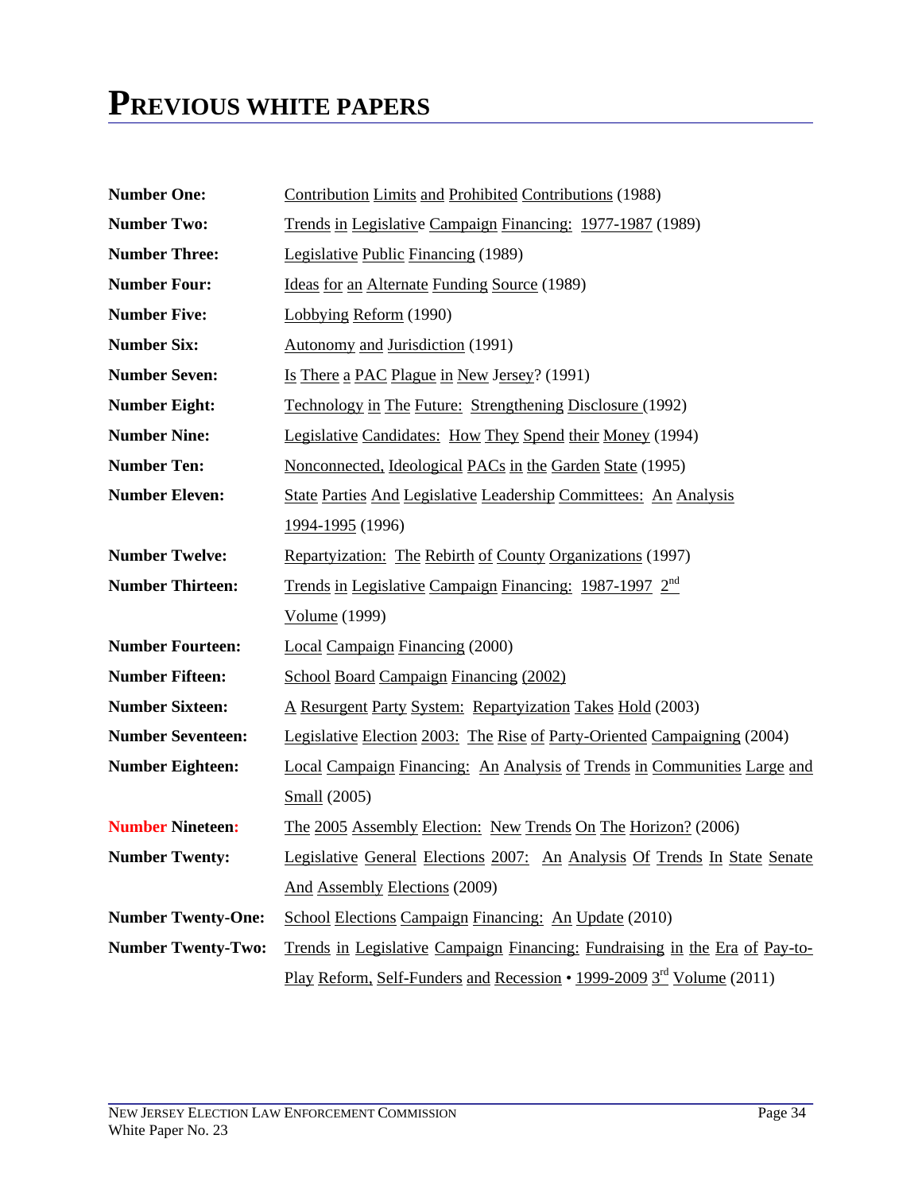# PREVIOUS WHITE PAPERS

| | |
|---|---|
| **Number One:** | Contribution Limits and Prohibited Contributions (1988) |
| **Number Two:** | Trends in Legislative Campaign Financing: 1977-1987 (1989) |
| **Number Three:** | Legislative Public Financing (1989) |
| **Number Four:** | Ideas for an Alternate Funding Source (1989) |
| **Number Five:** | Lobbying Reform (1990) |
| **Number Six:** | Autonomy and Jurisdiction (1991) |
| **Number Seven:** | Is There a PAC Plague in New Jersey? (1991) |
| **Number Eight:** | Technology in The Future: Strengthening Disclosure (1992) |
| **Number Nine:** | Legislative Candidates: How They Spend their Money (1994) |
| **Number Ten:** | Nonconnected, Ideological PACs in the Garden State (1995) |
| **Number Eleven:** | State Parties And Legislative Leadership Committees: An Analysis 1994-1995 (1996) |
| **Number Twelve:** | Repartyization: The Rebirth of County Organizations (1997) |
| **Number Thirteen:** | Trends in Legislative Campaign Financing: 1987-1997 2nd Volume (1999) |
| **Number Fourteen:** | Local Campaign Financing (2000) |
| **Number Fifteen:** | School Board Campaign Financing (2002) |
| **Number Sixteen:** | A Resurgent Party System: Repartyization Takes Hold (2003) |
| **Number Seventeen:** | Legislative Election 2003: The Rise of Party-Oriented Campaigning (2004) |
| **Number Eighteen:** | Local Campaign Financing: An Analysis of Trends in Communities Large and Small (2005) |
| **Number Nineteen:** | The 2005 Assembly Election: New Trends On The Horizon? (2006) |
| **Number Twenty:** | Legislative General Elections 2007: An Analysis Of Trends In State Senate And Assembly Elections (2009) |
| **Number Twenty-One:** | School Elections Campaign Financing: An Update (2010) |
| **Number Twenty-Two:** | Trends in Legislative Campaign Financing: Fundraising in the Era of Pay-to-Play Reform, Self-Funders and Recession • 1999-2009 3rd Volume (2011) |